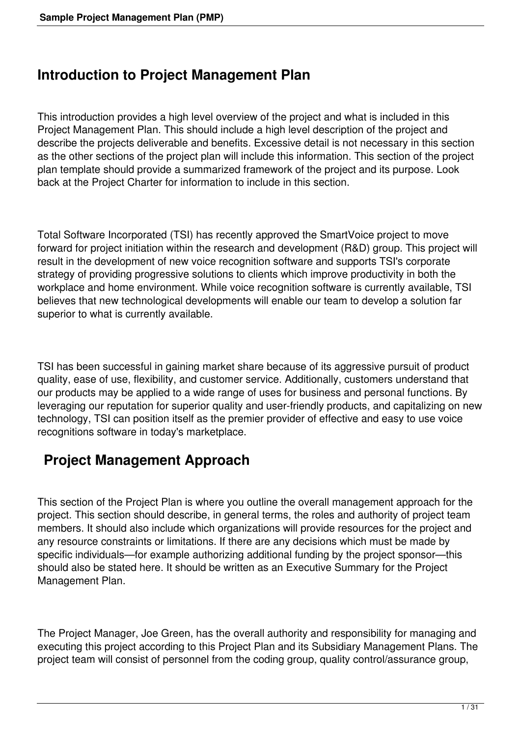## Introduction to Project Management Plan

This introduction provides a high level overview of the project and what is included in this Project Management Plan. This should include a high level description of the project and describe the projects deliverable and benefits. Excessive detail is not necessary in this section as the other sections of the project plan will include this information. This section of the project plan template should provide a summarized framework of the project and its purpose. Look back at the Project Charter for information to include in this section.

Total Software Incorporated (TSI) has recently approved the SmartVoice project to move forward for project initiation within the research and development (R&D) group. This project will result in the development of new voice recognition software and supports TSI's corporate strategy of providing progressive solutions to clients which improve productivity in both the workplace and home environment. While voice recognition software is currently available, TSI believes that new technological developments will enable our team to develop a solution far superior to what is currently available.

TSI has been successful in gaining market share because of its aggressive pursuit of product quality, ease of use, flexibility, and customer service. Additionally, customers understand that our products may be applied to a wide range of uses for business and personal functions. By leveraging our reputation for superior quality and user-friendly products, and capitalizing on new technology, TSI can position itself as the premier provider of effective and easy to use voice recognitions software in today's marketplace.

## Project Management Approach

This section of the Project Plan is where you outline the overall management approach for the project. This section should describe, in general terms, the roles and authority of project team members. It should also include which organizations will provide resources for the project and any resource constraints or limitations. If there are any decisions which must be made by specific individuals—for example authorizing additional funding by the project sponsor—this should also be stated here. It should be written as an Executive Summary for the Project Management Plan.

The Project Manager, Joe Green, has the overall authority and responsibility for managing and executing this project according to this Project Plan and its Subsidiary Management Plans. The project team will consist of personnel from the coding group, quality control/assurance group,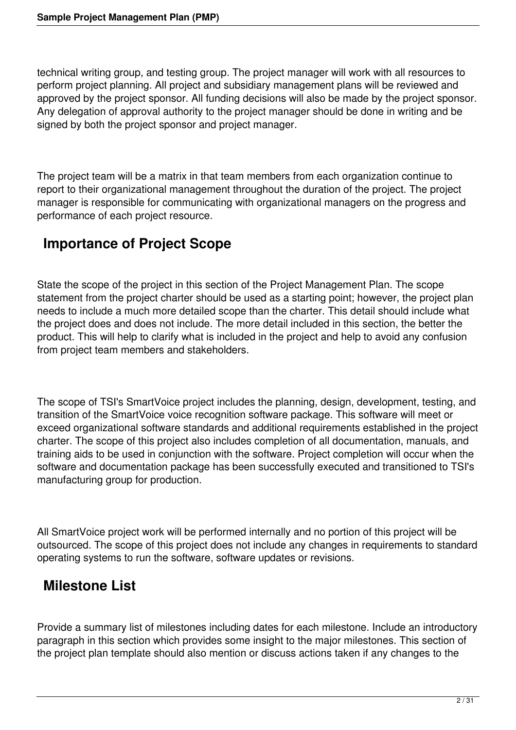technical writing group, and testing group. The project manager will work with all resources to perform project planning. All project and subsidiary management plans will be reviewed and approved by the project sponsor. All funding decisions will also be made by the project sponsor. Any delegation of approval authority to the project manager should be done in writing and be signed by both the project sponsor and project manager.

The project team will be a matrix in that team members from each organization continue to report to their organizational management throughout the duration of the project. The project manager is responsible for communicating with organizational managers on the progress and performance of each project resource.

## Importance of Project Scope

State the scope of the project in this section of the Project Management Plan. The scope statement from the project charter should be used as a starting point; however, the project plan needs to include a much more detailed scope than the charter. This detail should include what the project does and does not include. The more detail included in this section, the better the product. This will help to clarify what is included in the project and help to avoid any confusion from project team members and stakeholders.

The scope of TSI's SmartVoice project includes the planning, design, development, testing, and transition of the SmartVoice voice recognition software package. This software will meet or exceed organizational software standards and additional requirements established in the project charter. The scope of this project also includes completion of all documentation, manuals, and training aids to be used in conjunction with the software. Project completion will occur when the software and documentation package has been successfully executed and transitioned to TSI's manufacturing group for production.

All SmartVoice project work will be performed internally and no portion of this project will be outsourced. The scope of this project does not include any changes in requirements to standard operating systems to run the software, software updates or revisions.

## Milestone List

Provide a summary list of milestones including dates for each milestone. Include an introductory paragraph in this section which provides some insight to the major milestones. This section of the project plan template should also mention or discuss actions taken if any changes to the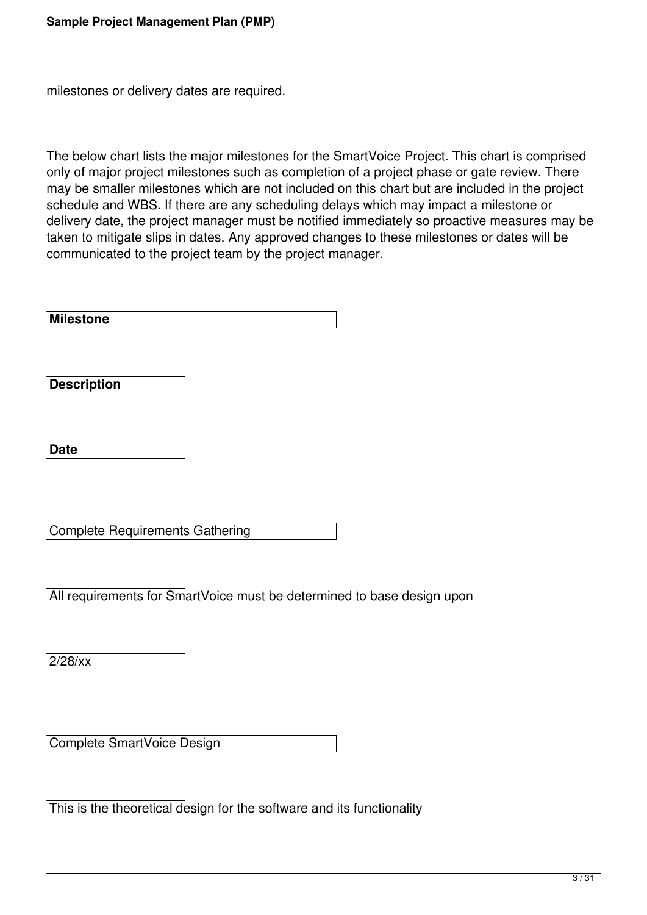milestones or delivery dates are required.

The below chart lists the major milestones for the SmartVoice Project. This chart is comprised only of major project milestones such as completion of a project phase or gate review. There may be smaller milestones which are not included on this chart but are included in the project schedule and WBS. If there are any scheduling delays which may impact a milestone or delivery date, the project manager must be notified immediately so proactive measures may be taken to mitigate slips in dates. Any approved changes to these milestones or dates will be communicated to the project team by the project manager.

| Milestone | Description | Date |
|---|---|---|
| Complete Requirements Gathering | All requirements for SmartVoice must be determined to base design upon | 2/28/xx |
| Complete SmartVoice Design | This is the theoretical design for the software and its functionality | |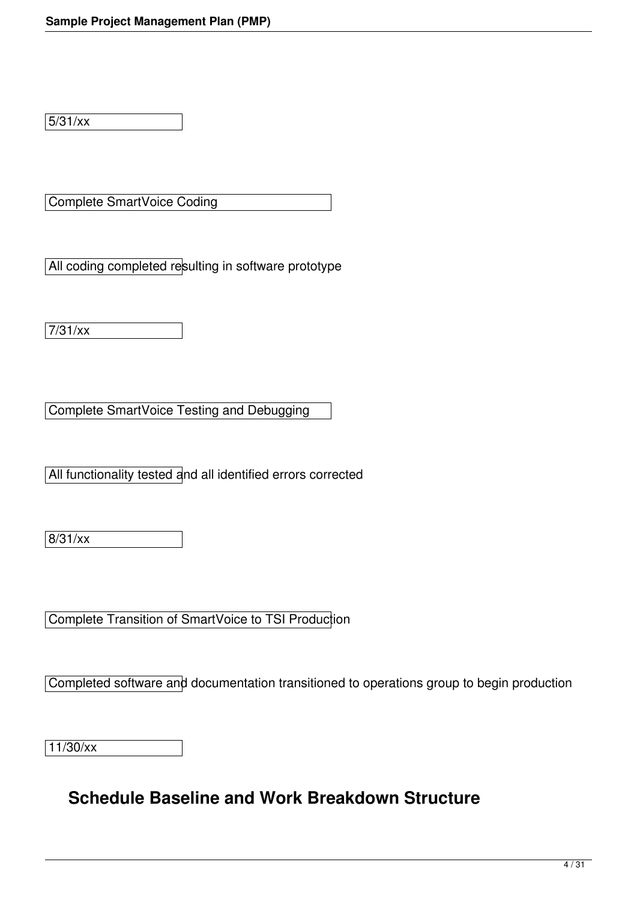5/31/xx

Complete SmartVoice Coding

All coding completed resulting in software prototype

7/31/xx

Complete SmartVoice Testing and Debugging

All functionality tested and all identified errors corrected

8/31/xx

Complete Transition of SmartVoice to TSI Production

Completed software and documentation transitioned to operations group to begin production

11/30/xx

## Schedule Baseline and Work Breakdown Structure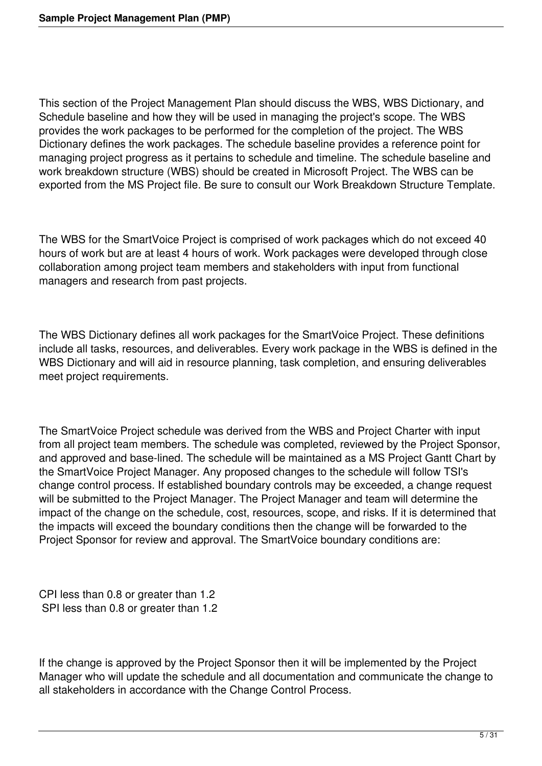This section of the Project Management Plan should discuss the WBS, WBS Dictionary, and Schedule baseline and how they will be used in managing the project's scope. The WBS provides the work packages to be performed for the completion of the project. The WBS Dictionary defines the work packages. The schedule baseline provides a reference point for managing project progress as it pertains to schedule and timeline. The schedule baseline and work breakdown structure (WBS) should be created in Microsoft Project. The WBS can be exported from the MS Project file. Be sure to consult our Work Breakdown Structure Template.

The WBS for the SmartVoice Project is comprised of work packages which do not exceed 40 hours of work but are at least 4 hours of work. Work packages were developed through close collaboration among project team members and stakeholders with input from functional managers and research from past projects.

The WBS Dictionary defines all work packages for the SmartVoice Project. These definitions include all tasks, resources, and deliverables. Every work package in the WBS is defined in the WBS Dictionary and will aid in resource planning, task completion, and ensuring deliverables meet project requirements.

The SmartVoice Project schedule was derived from the WBS and Project Charter with input from all project team members. The schedule was completed, reviewed by the Project Sponsor, and approved and base-lined. The schedule will be maintained as a MS Project Gantt Chart by the SmartVoice Project Manager. Any proposed changes to the schedule will follow TSI's change control process. If established boundary controls may be exceeded, a change request will be submitted to the Project Manager. The Project Manager and team will determine the impact of the change on the schedule, cost, resources, scope, and risks. If it is determined that the impacts will exceed the boundary conditions then the change will be forwarded to the Project Sponsor for review and approval. The SmartVoice boundary conditions are:

CPI less than 0.8 or greater than 1.2
SPI less than 0.8 or greater than 1.2

If the change is approved by the Project Sponsor then it will be implemented by the Project Manager who will update the schedule and all documentation and communicate the change to all stakeholders in accordance with the Change Control Process.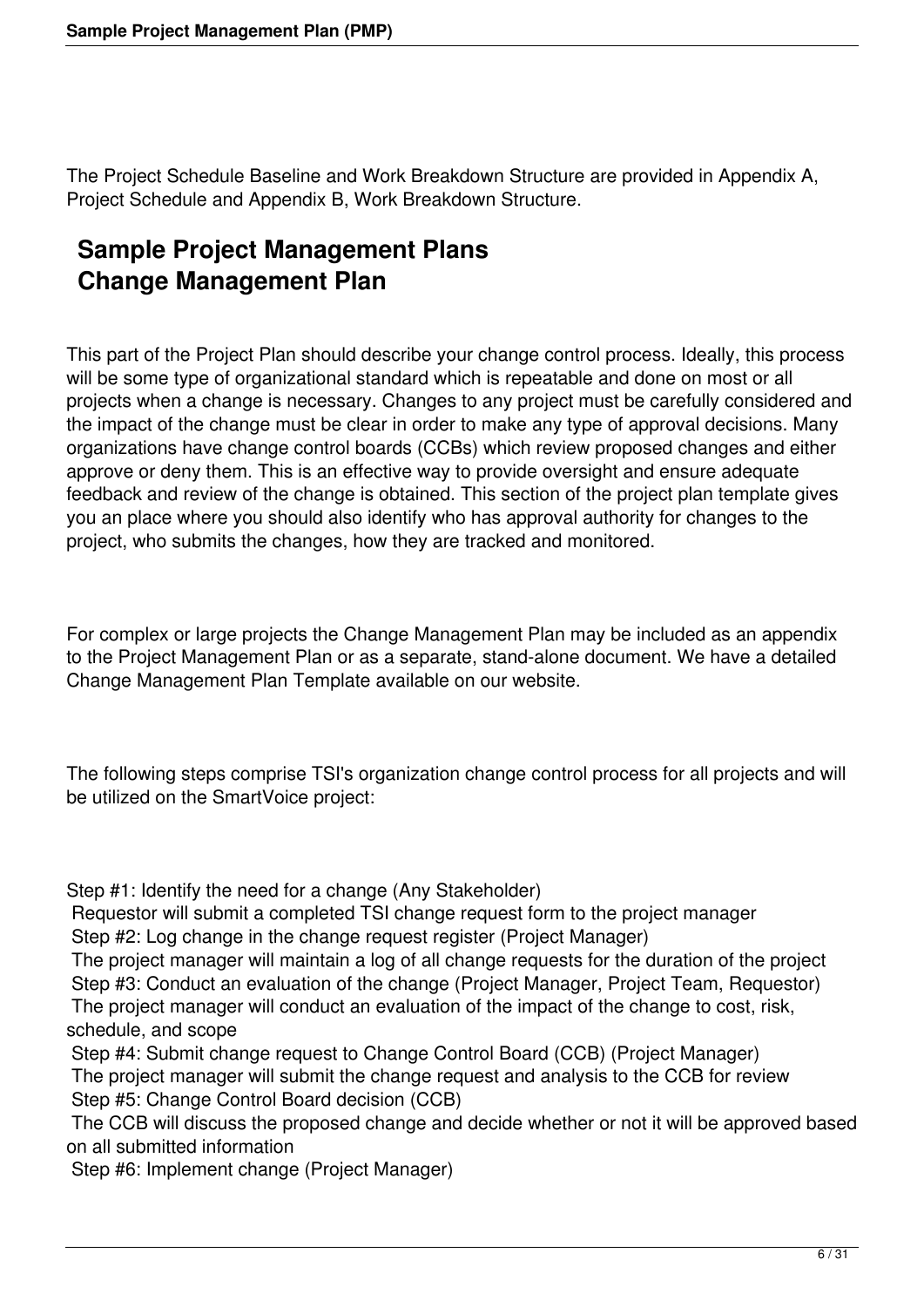The Project Schedule Baseline and Work Breakdown Structure are provided in Appendix A, Project Schedule and Appendix B, Work Breakdown Structure.

## Sample Project Management Plans
## Change Management Plan

This part of the Project Plan should describe your change control process. Ideally, this process will be some type of organizational standard which is repeatable and done on most or all projects when a change is necessary. Changes to any project must be carefully considered and the impact of the change must be clear in order to make any type of approval decisions. Many organizations have change control boards (CCBs) which review proposed changes and either approve or deny them. This is an effective way to provide oversight and ensure adequate feedback and review of the change is obtained. This section of the project plan template gives you an place where you should also identify who has approval authority for changes to the project, who submits the changes, how they are tracked and monitored.

For complex or large projects the Change Management Plan may be included as an appendix to the Project Management Plan or as a separate, stand-alone document. We have a detailed Change Management Plan Template available on our website.

The following steps comprise TSI's organization change control process for all projects and will be utilized on the SmartVoice project:

Step #1: Identify the need for a change (Any Stakeholder)
Requestor will submit a completed TSI change request form to the project manager
Step #2: Log change in the change request register (Project Manager)
The project manager will maintain a log of all change requests for the duration of the project
Step #3: Conduct an evaluation of the change (Project Manager, Project Team, Requestor)
The project manager will conduct an evaluation of the impact of the change to cost, risk, schedule, and scope
Step #4: Submit change request to Change Control Board (CCB) (Project Manager)
The project manager will submit the change request and analysis to the CCB for review
Step #5: Change Control Board decision (CCB)
The CCB will discuss the proposed change and decide whether or not it will be approved based on all submitted information
Step #6: Implement change (Project Manager)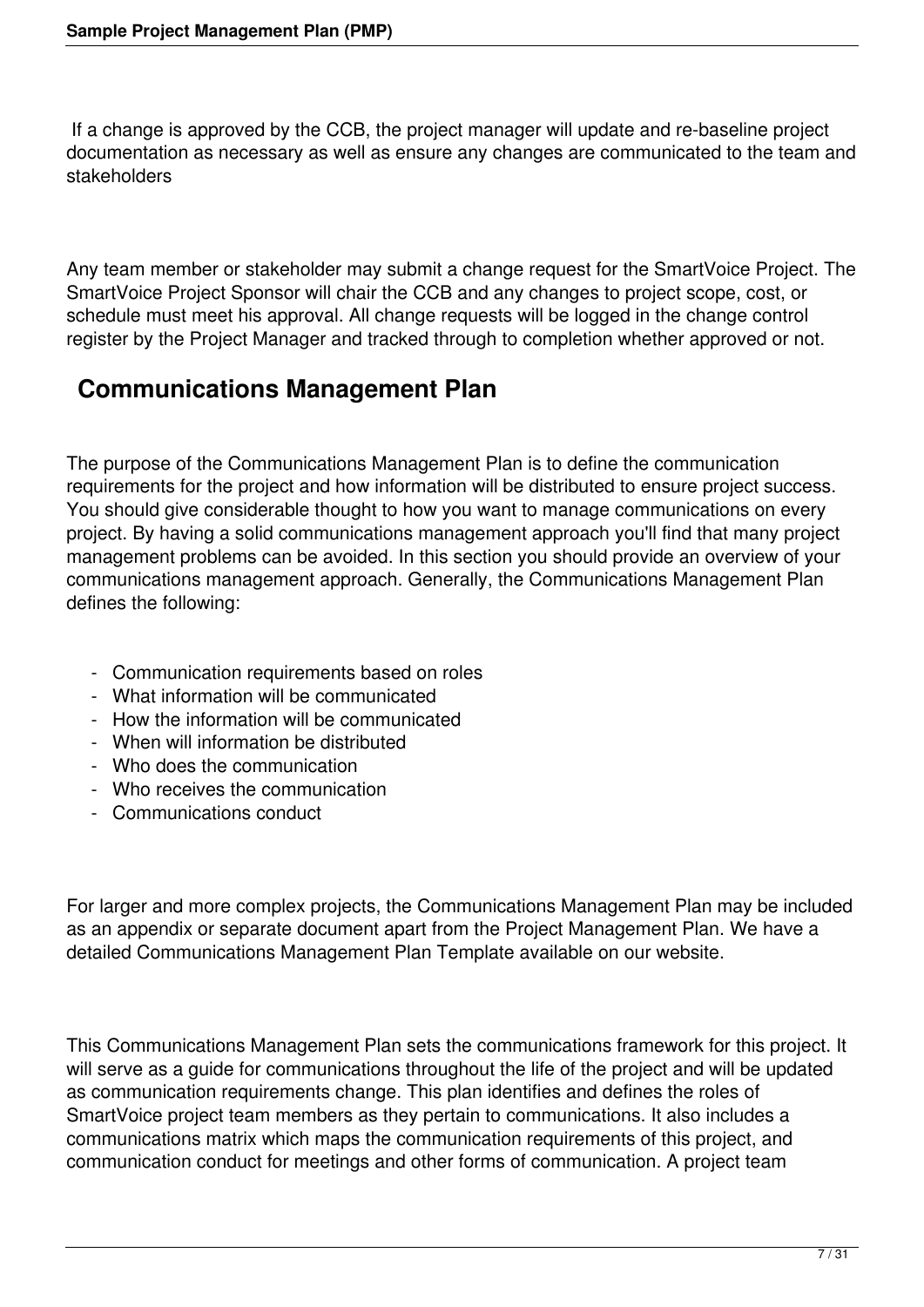If a change is approved by the CCB, the project manager will update and re-baseline project documentation as necessary as well as ensure any changes are communicated to the team and stakeholders

Any team member or stakeholder may submit a change request for the SmartVoice Project. The SmartVoice Project Sponsor will chair the CCB and any changes to project scope, cost, or schedule must meet his approval. All change requests will be logged in the change control register by the Project Manager and tracked through to completion whether approved or not.

## Communications Management Plan

The purpose of the Communications Management Plan is to define the communication requirements for the project and how information will be distributed to ensure project success. You should give considerable thought to how you want to manage communications on every project. By having a solid communications management approach you'll find that many project management problems can be avoided. In this section you should provide an overview of your communications management approach. Generally, the Communications Management Plan defines the following:

- Communication requirements based on roles
- What information will be communicated
- How the information will be communicated
- When will information be distributed
- Who does the communication
- Who receives the communication
- Communications conduct

For larger and more complex projects, the Communications Management Plan may be included as an appendix or separate document apart from the Project Management Plan. We have a detailed Communications Management Plan Template available on our website.

This Communications Management Plan sets the communications framework for this project. It will serve as a guide for communications throughout the life of the project and will be updated as communication requirements change. This plan identifies and defines the roles of SmartVoice project team members as they pertain to communications. It also includes a communications matrix which maps the communication requirements of this project, and communication conduct for meetings and other forms of communication. A project team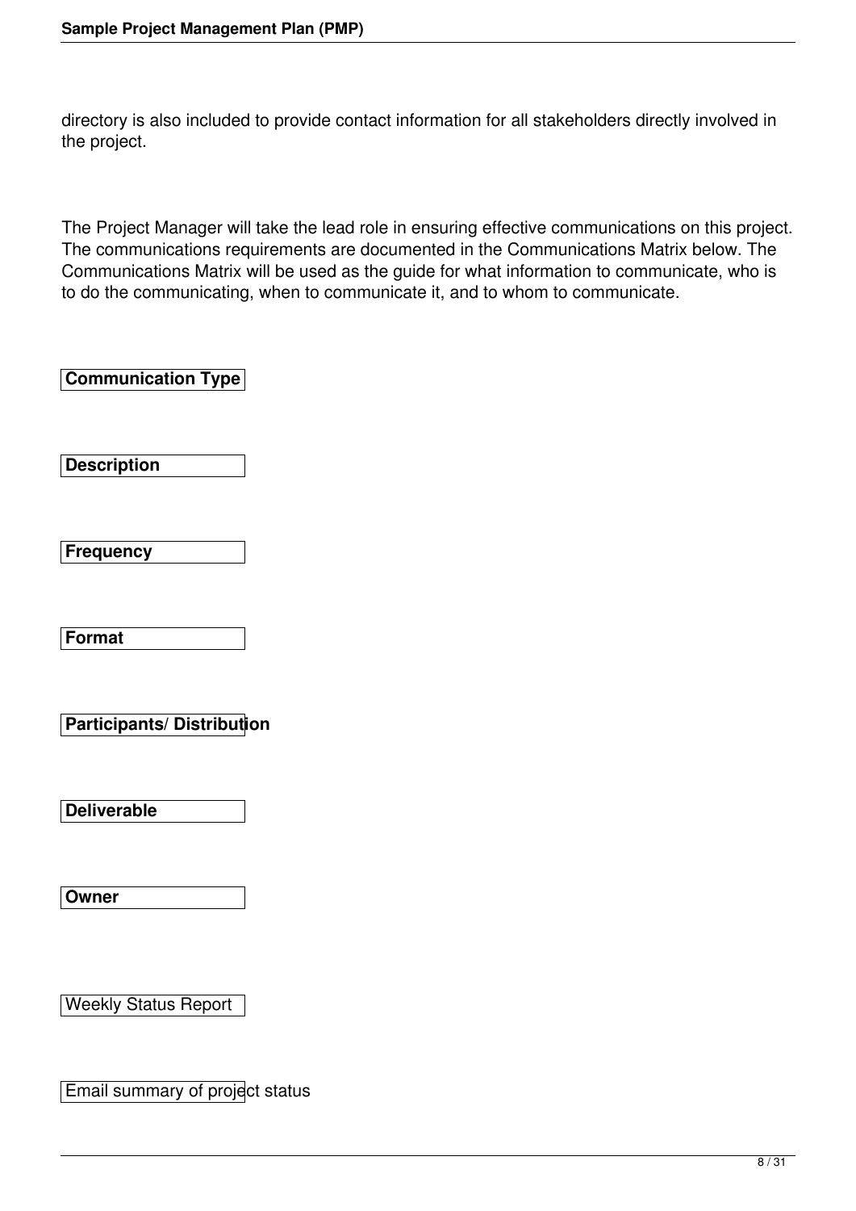directory is also included to provide contact information for all stakeholders directly involved in the project.

The Project Manager will take the lead role in ensuring effective communications on this project. The communications requirements are documented in the Communications Matrix below. The Communications Matrix will be used as the guide for what information to communicate, who is to do the communicating, when to communicate it, and to whom to communicate.

| Communication Type | Description | Frequency | Format | Participants/ Distribution | Deliverable | Owner |
| --- | --- | --- | --- | --- | --- | --- |
| Weekly Status Report | Email summary of project status | | | | | |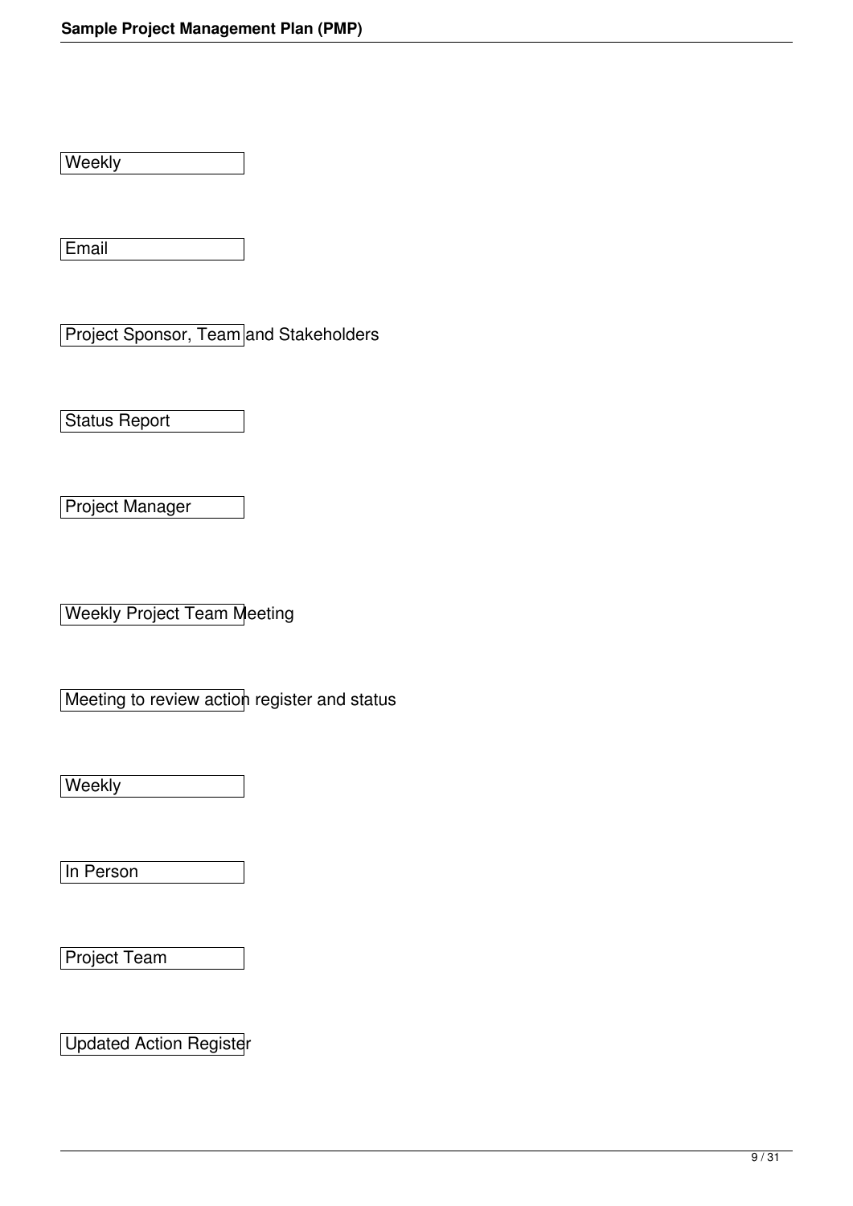Weekly

Email

Project Sponsor, Team and Stakeholders

Status Report

Project Manager

Weekly Project Team Meeting

Meeting to review action register and status

Weekly

In Person

Project Team

Updated Action Register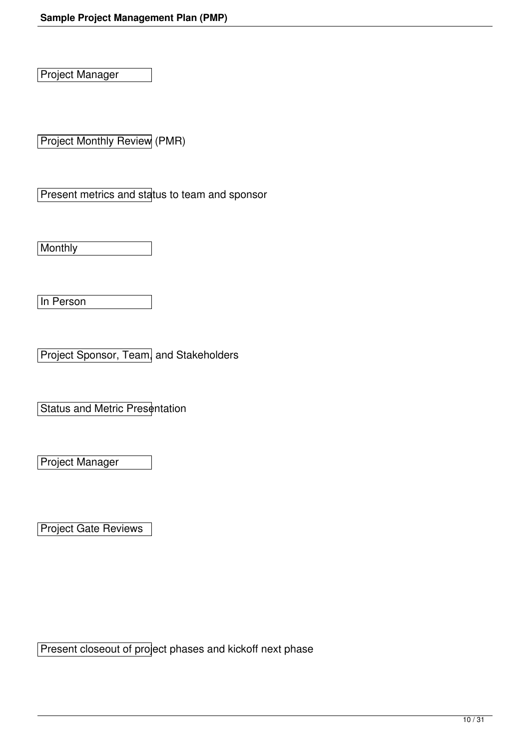Project Manager

Project Monthly Review (PMR)

Present metrics and status to team and sponsor

Monthly

In Person

Project Sponsor, Team, and Stakeholders

Status and Metric Presentation

Project Manager

Project Gate Reviews

Present closeout of project phases and kickoff next phase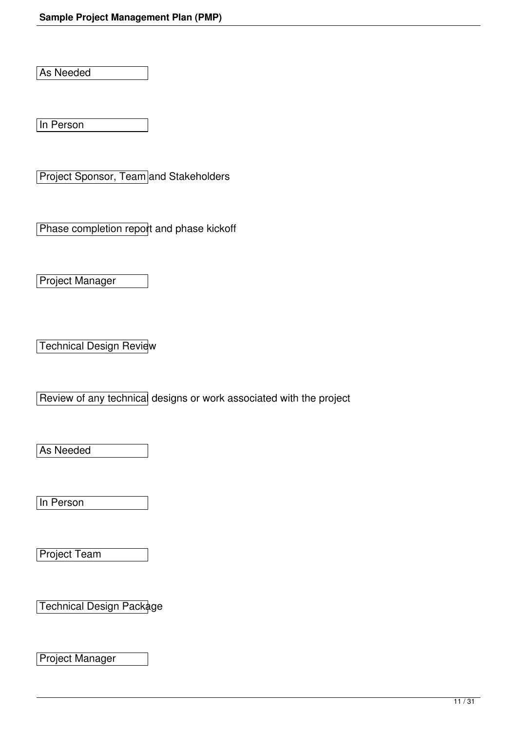As Needed

In Person

Project Sponsor, Team and Stakeholders

Phase completion report and phase kickoff

Project Manager

Technical Design Review

Review of any technical designs or work associated with the project

As Needed

In Person

Project Team

Technical Design Package

Project Manager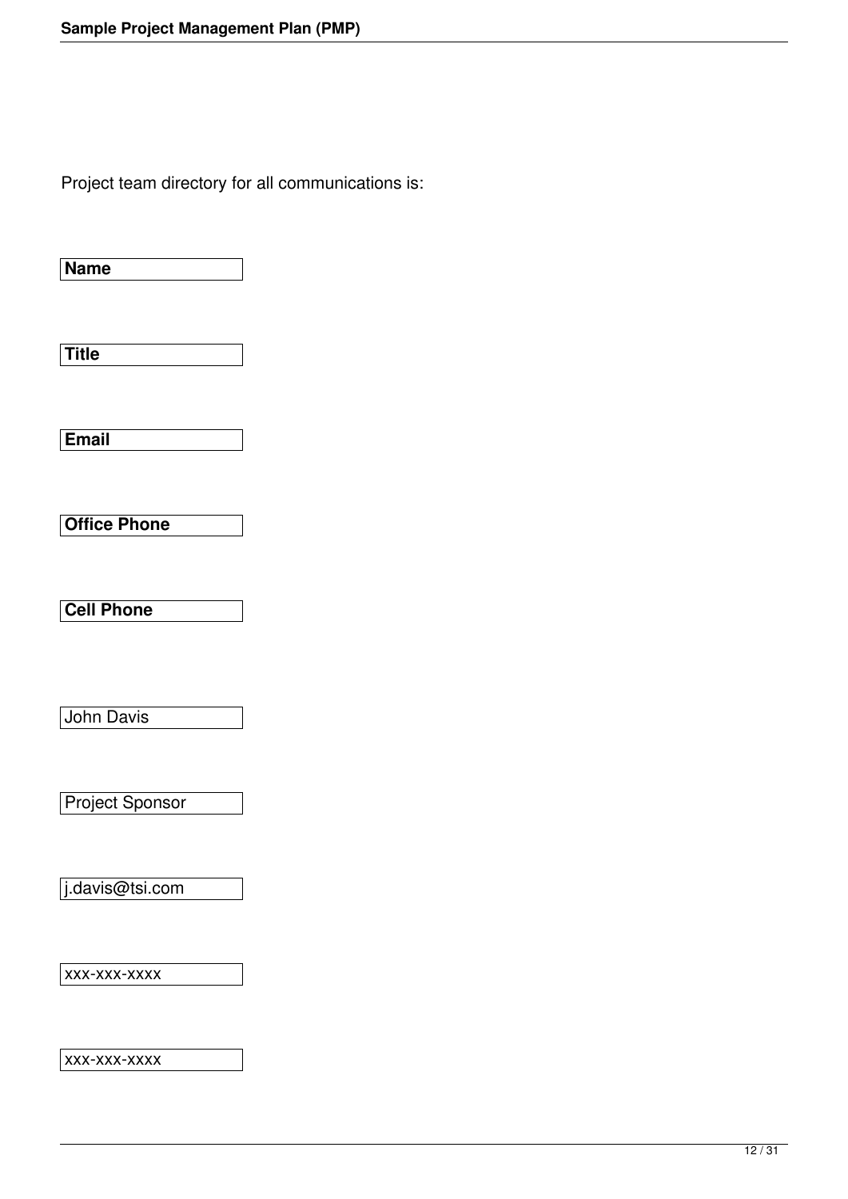Project team directory for all communications is:

| Name | Title | Email | Office Phone | Cell Phone |
| --- | --- | --- | --- | --- |
| John Davis | Project Sponsor | j.davis@tsi.com | xxx-xxx-xxxx | xxx-xxx-xxxx |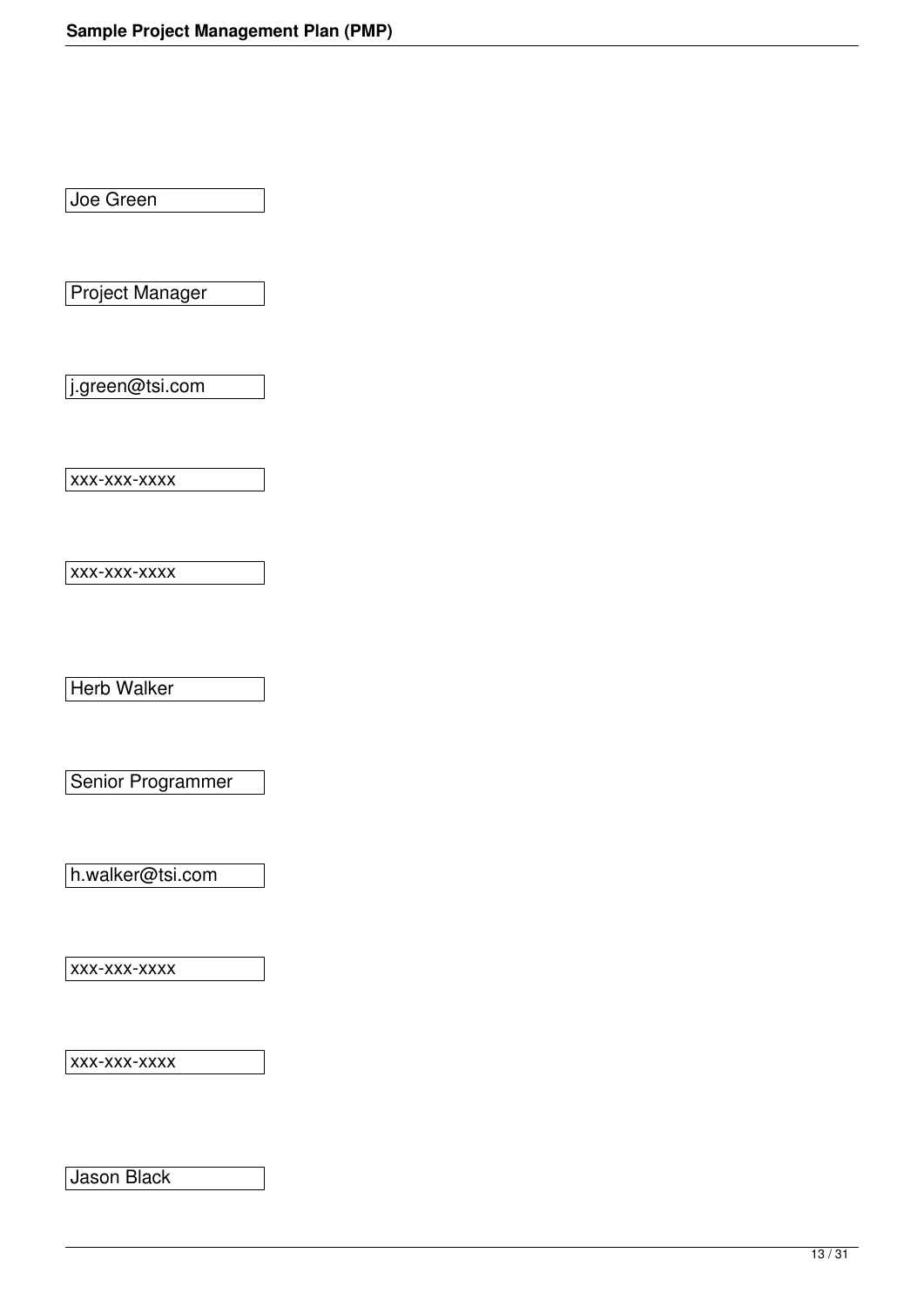Joe Green

Project Manager

j.green@tsi.com

xxx-xxx-xxxx

xxx-xxx-xxxx

Herb Walker

Senior Programmer

h.walker@tsi.com

xxx-xxx-xxxx

xxx-xxx-xxxx

Jason Black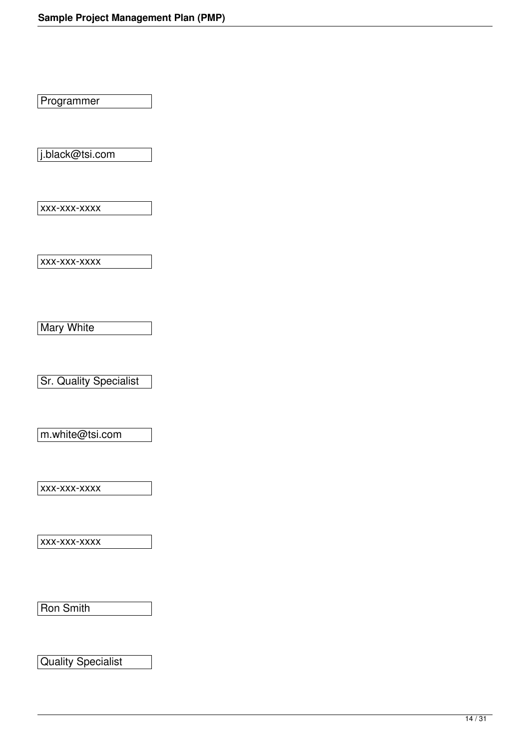Programmer

j.black@tsi.com

xxx-xxx-xxxx

xxx-xxx-xxxx

Mary White

Sr. Quality Specialist

m.white@tsi.com

xxx-xxx-xxxx

xxx-xxx-xxxx

Ron Smith

Quality Specialist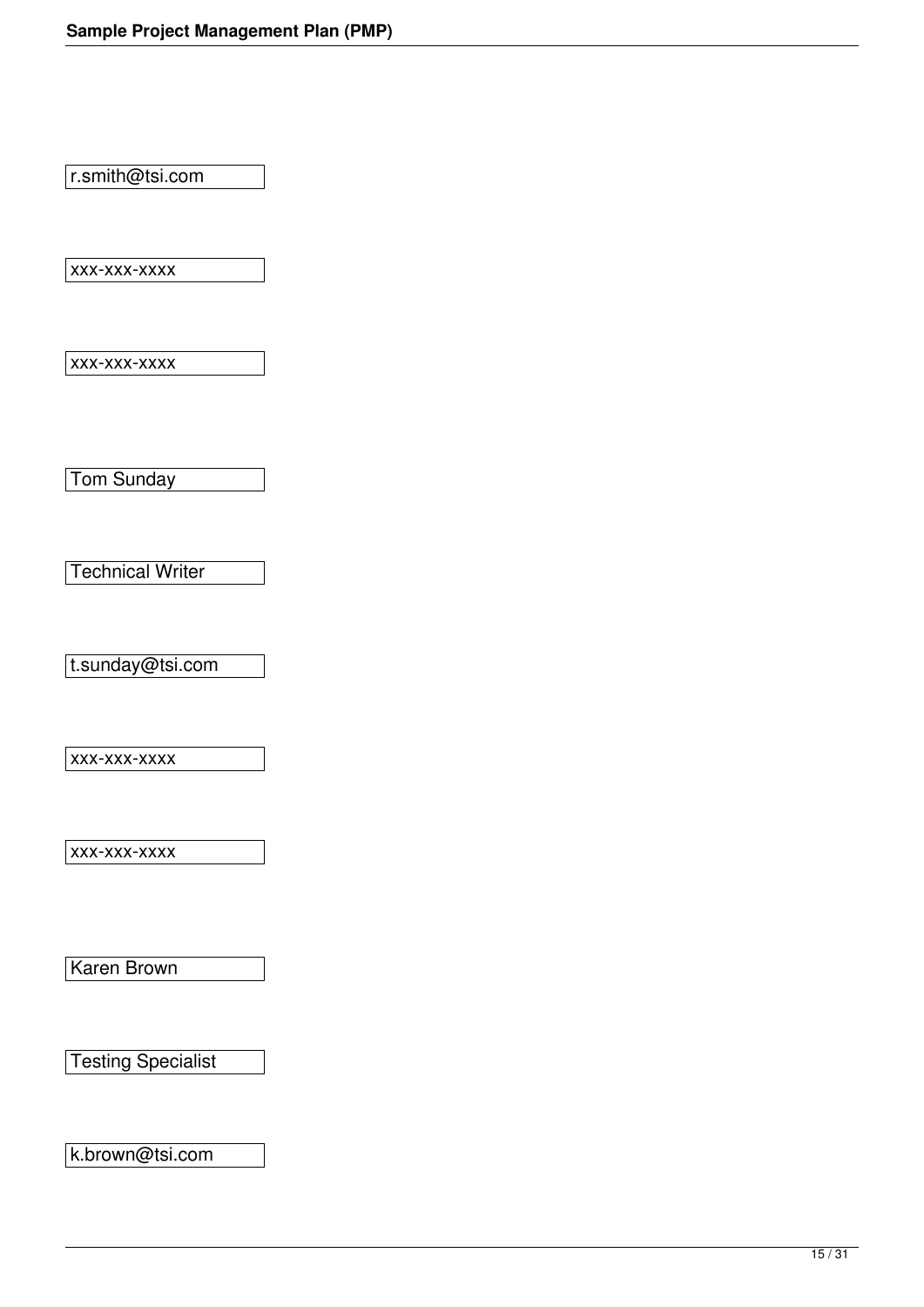r.smith@tsi.com

xxx-xxx-xxxx

xxx-xxx-xxxx

Tom Sunday

Technical Writer

t.sunday@tsi.com

xxx-xxx-xxxx

xxx-xxx-xxxx

Karen Brown

Testing Specialist

k.brown@tsi.com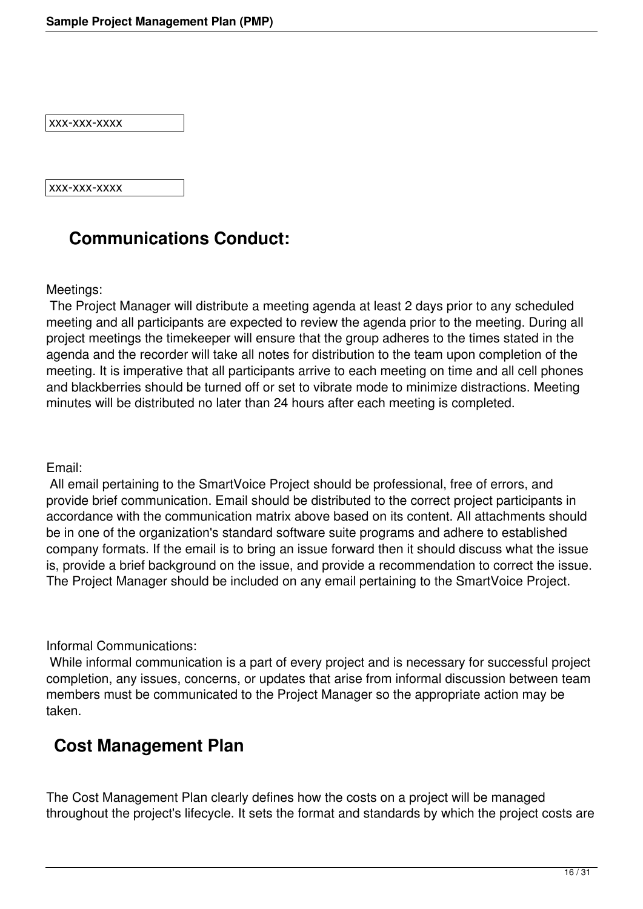| xxx-xxx-xxxx |
| --- |

| xxx-xxx-xxxx |
| --- |

## Communications Conduct:

Meetings:

The Project Manager will distribute a meeting agenda at least 2 days prior to any scheduled meeting and all participants are expected to review the agenda prior to the meeting. During all project meetings the timekeeper will ensure that the group adheres to the times stated in the agenda and the recorder will take all notes for distribution to the team upon completion of the meeting. It is imperative that all participants arrive to each meeting on time and all cell phones and blackberries should be turned off or set to vibrate mode to minimize distractions. Meeting minutes will be distributed no later than 24 hours after each meeting is completed.

Email:

All email pertaining to the SmartVoice Project should be professional, free of errors, and provide brief communication. Email should be distributed to the correct project participants in accordance with the communication matrix above based on its content. All attachments should be in one of the organization's standard software suite programs and adhere to established company formats. If the email is to bring an issue forward then it should discuss what the issue is, provide a brief background on the issue, and provide a recommendation to correct the issue. The Project Manager should be included on any email pertaining to the SmartVoice Project.

Informal Communications:

While informal communication is a part of every project and is necessary for successful project completion, any issues, concerns, or updates that arise from informal discussion between team members must be communicated to the Project Manager so the appropriate action may be taken.

## Cost Management Plan

The Cost Management Plan clearly defines how the costs on a project will be managed throughout the project's lifecycle. It sets the format and standards by which the project costs are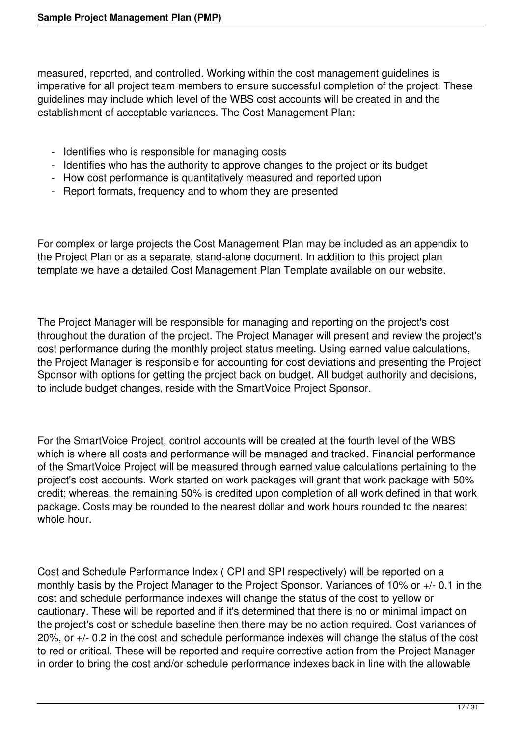measured, reported, and controlled. Working within the cost management guidelines is imperative for all project team members to ensure successful completion of the project. These guidelines may include which level of the WBS cost accounts will be created in and the establishment of acceptable variances. The Cost Management Plan:

- Identifies who is responsible for managing costs
- Identifies who has the authority to approve changes to the project or its budget
- How cost performance is quantitatively measured and reported upon
- Report formats, frequency and to whom they are presented

For complex or large projects the Cost Management Plan may be included as an appendix to the Project Plan or as a separate, stand-alone document. In addition to this project plan template we have a detailed Cost Management Plan Template available on our website.

The Project Manager will be responsible for managing and reporting on the project's cost throughout the duration of the project. The Project Manager will present and review the project's cost performance during the monthly project status meeting. Using earned value calculations, the Project Manager is responsible for accounting for cost deviations and presenting the Project Sponsor with options for getting the project back on budget. All budget authority and decisions, to include budget changes, reside with the SmartVoice Project Sponsor.

For the SmartVoice Project, control accounts will be created at the fourth level of the WBS which is where all costs and performance will be managed and tracked. Financial performance of the SmartVoice Project will be measured through earned value calculations pertaining to the project's cost accounts. Work started on work packages will grant that work package with 50% credit; whereas, the remaining 50% is credited upon completion of all work defined in that work package. Costs may be rounded to the nearest dollar and work hours rounded to the nearest whole hour.

Cost and Schedule Performance Index ( CPI and SPI respectively) will be reported on a monthly basis by the Project Manager to the Project Sponsor. Variances of 10% or +/- 0.1 in the cost and schedule performance indexes will change the status of the cost to yellow or cautionary. These will be reported and if it's determined that there is no or minimal impact on the project's cost or schedule baseline then there may be no action required. Cost variances of 20%, or +/- 0.2 in the cost and schedule performance indexes will change the status of the cost to red or critical. These will be reported and require corrective action from the Project Manager in order to bring the cost and/or schedule performance indexes back in line with the allowable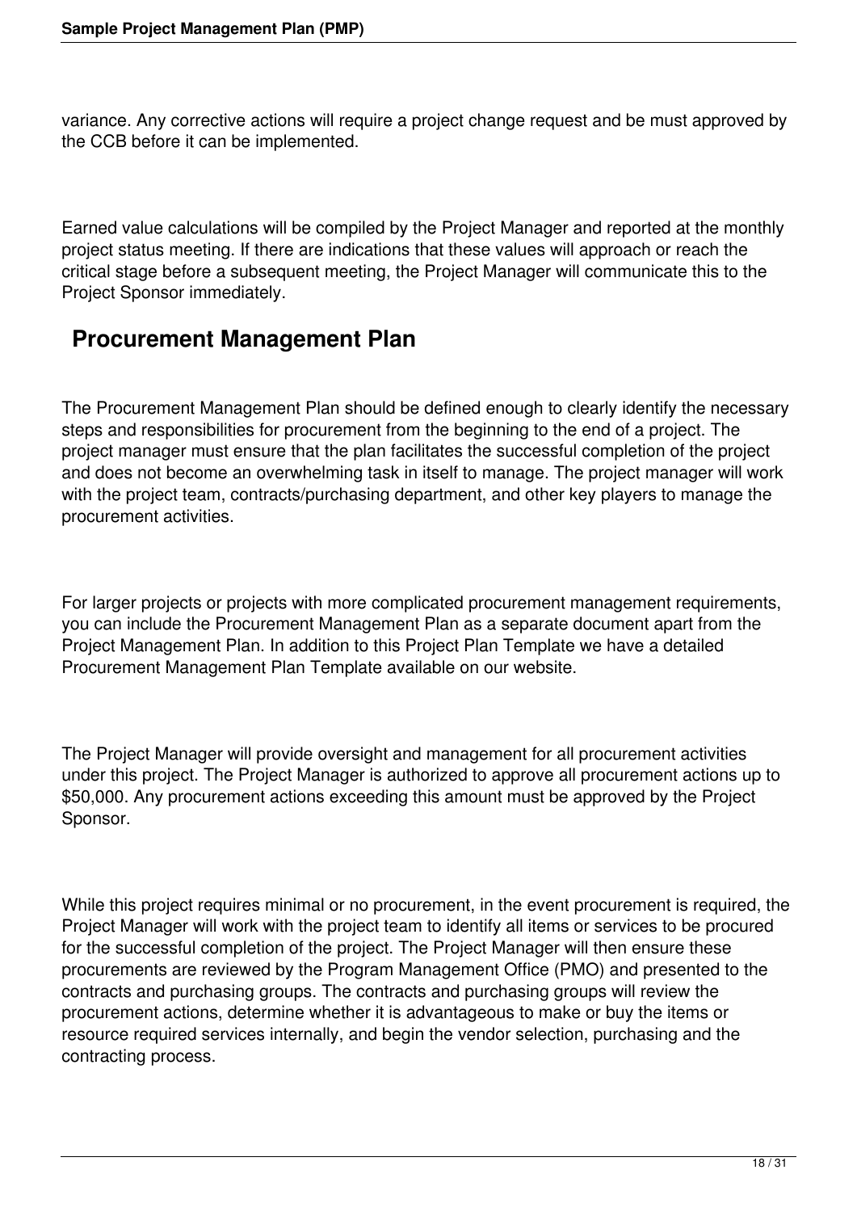variance. Any corrective actions will require a project change request and be must approved by the CCB before it can be implemented.

Earned value calculations will be compiled by the Project Manager and reported at the monthly project status meeting. If there are indications that these values will approach or reach the critical stage before a subsequent meeting, the Project Manager will communicate this to the Project Sponsor immediately.

## Procurement Management Plan

The Procurement Management Plan should be defined enough to clearly identify the necessary steps and responsibilities for procurement from the beginning to the end of a project. The project manager must ensure that the plan facilitates the successful completion of the project and does not become an overwhelming task in itself to manage. The project manager will work with the project team, contracts/purchasing department, and other key players to manage the procurement activities.

For larger projects or projects with more complicated procurement management requirements, you can include the Procurement Management Plan as a separate document apart from the Project Management Plan. In addition to this Project Plan Template we have a detailed Procurement Management Plan Template available on our website.

The Project Manager will provide oversight and management for all procurement activities under this project. The Project Manager is authorized to approve all procurement actions up to $50,000. Any procurement actions exceeding this amount must be approved by the Project Sponsor.

While this project requires minimal or no procurement, in the event procurement is required, the Project Manager will work with the project team to identify all items or services to be procured for the successful completion of the project. The Project Manager will then ensure these procurements are reviewed by the Program Management Office (PMO) and presented to the contracts and purchasing groups. The contracts and purchasing groups will review the procurement actions, determine whether it is advantageous to make or buy the items or resource required services internally, and begin the vendor selection, purchasing and the contracting process.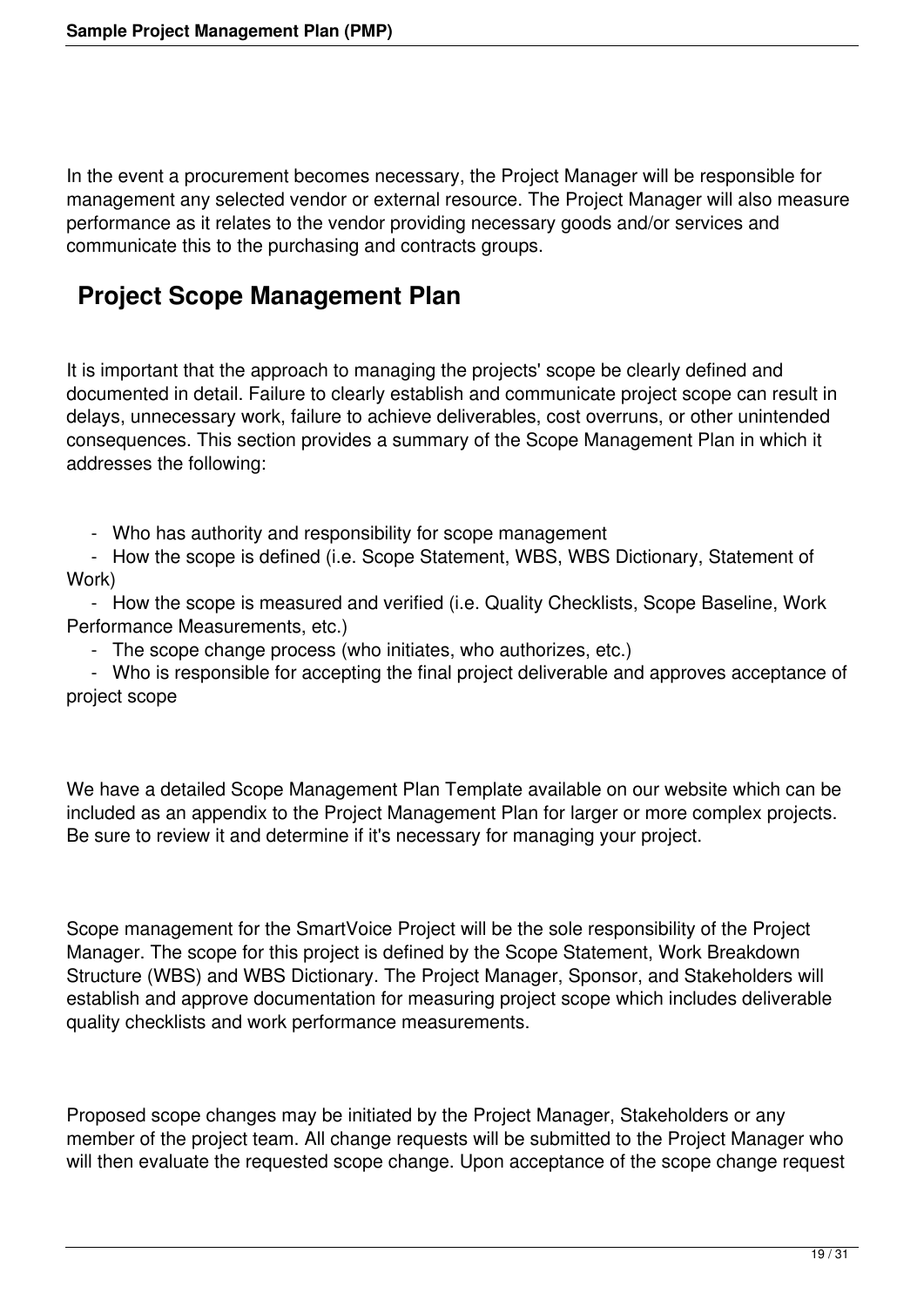In the event a procurement becomes necessary, the Project Manager will be responsible for management any selected vendor or external resource. The Project Manager will also measure performance as it relates to the vendor providing necessary goods and/or services and communicate this to the purchasing and contracts groups.

## Project Scope Management Plan

It is important that the approach to managing the projects' scope be clearly defined and documented in detail. Failure to clearly establish and communicate project scope can result in delays, unnecessary work, failure to achieve deliverables, cost overruns, or other unintended consequences. This section provides a summary of the Scope Management Plan in which it addresses the following:

- Who has authority and responsibility for scope management
- How the scope is defined (i.e. Scope Statement, WBS, WBS Dictionary, Statement of Work)
- How the scope is measured and verified (i.e. Quality Checklists, Scope Baseline, Work Performance Measurements, etc.)
- The scope change process (who initiates, who authorizes, etc.)
- Who is responsible for accepting the final project deliverable and approves acceptance of project scope

We have a detailed Scope Management Plan Template available on our website which can be included as an appendix to the Project Management Plan for larger or more complex projects. Be sure to review it and determine if it's necessary for managing your project.

Scope management for the SmartVoice Project will be the sole responsibility of the Project Manager. The scope for this project is defined by the Scope Statement, Work Breakdown Structure (WBS) and WBS Dictionary. The Project Manager, Sponsor, and Stakeholders will establish and approve documentation for measuring project scope which includes deliverable quality checklists and work performance measurements.

Proposed scope changes may be initiated by the Project Manager, Stakeholders or any member of the project team. All change requests will be submitted to the Project Manager who will then evaluate the requested scope change. Upon acceptance of the scope change request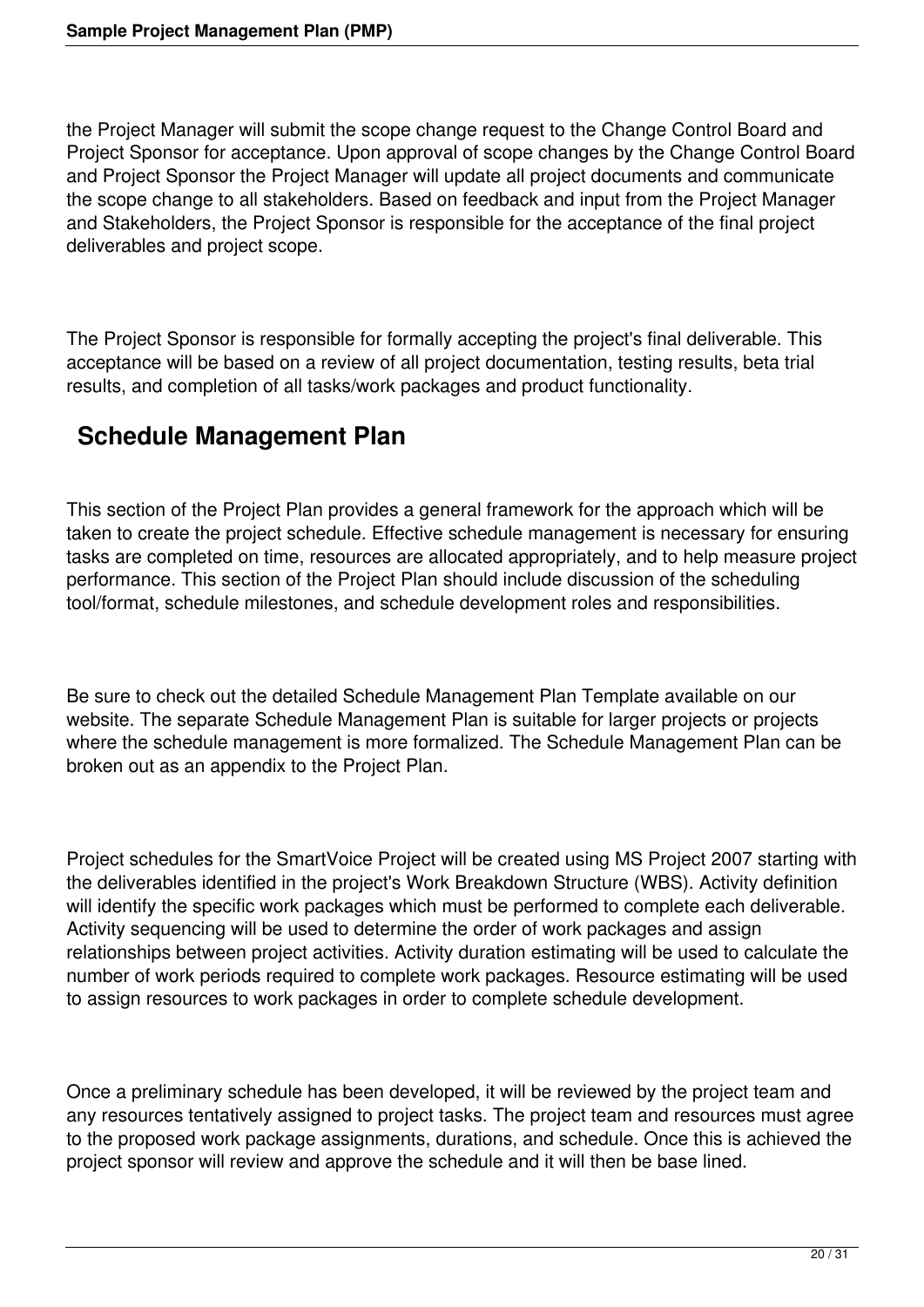the Project Manager will submit the scope change request to the Change Control Board and Project Sponsor for acceptance. Upon approval of scope changes by the Change Control Board and Project Sponsor the Project Manager will update all project documents and communicate the scope change to all stakeholders. Based on feedback and input from the Project Manager and Stakeholders, the Project Sponsor is responsible for the acceptance of the final project deliverables and project scope.

The Project Sponsor is responsible for formally accepting the project's final deliverable. This acceptance will be based on a review of all project documentation, testing results, beta trial results, and completion of all tasks/work packages and product functionality.

## Schedule Management Plan

This section of the Project Plan provides a general framework for the approach which will be taken to create the project schedule. Effective schedule management is necessary for ensuring tasks are completed on time, resources are allocated appropriately, and to help measure project performance. This section of the Project Plan should include discussion of the scheduling tool/format, schedule milestones, and schedule development roles and responsibilities.

Be sure to check out the detailed Schedule Management Plan Template available on our website. The separate Schedule Management Plan is suitable for larger projects or projects where the schedule management is more formalized. The Schedule Management Plan can be broken out as an appendix to the Project Plan.

Project schedules for the SmartVoice Project will be created using MS Project 2007 starting with the deliverables identified in the project's Work Breakdown Structure (WBS). Activity definition will identify the specific work packages which must be performed to complete each deliverable. Activity sequencing will be used to determine the order of work packages and assign relationships between project activities. Activity duration estimating will be used to calculate the number of work periods required to complete work packages. Resource estimating will be used to assign resources to work packages in order to complete schedule development.

Once a preliminary schedule has been developed, it will be reviewed by the project team and any resources tentatively assigned to project tasks. The project team and resources must agree to the proposed work package assignments, durations, and schedule. Once this is achieved the project sponsor will review and approve the schedule and it will then be base lined.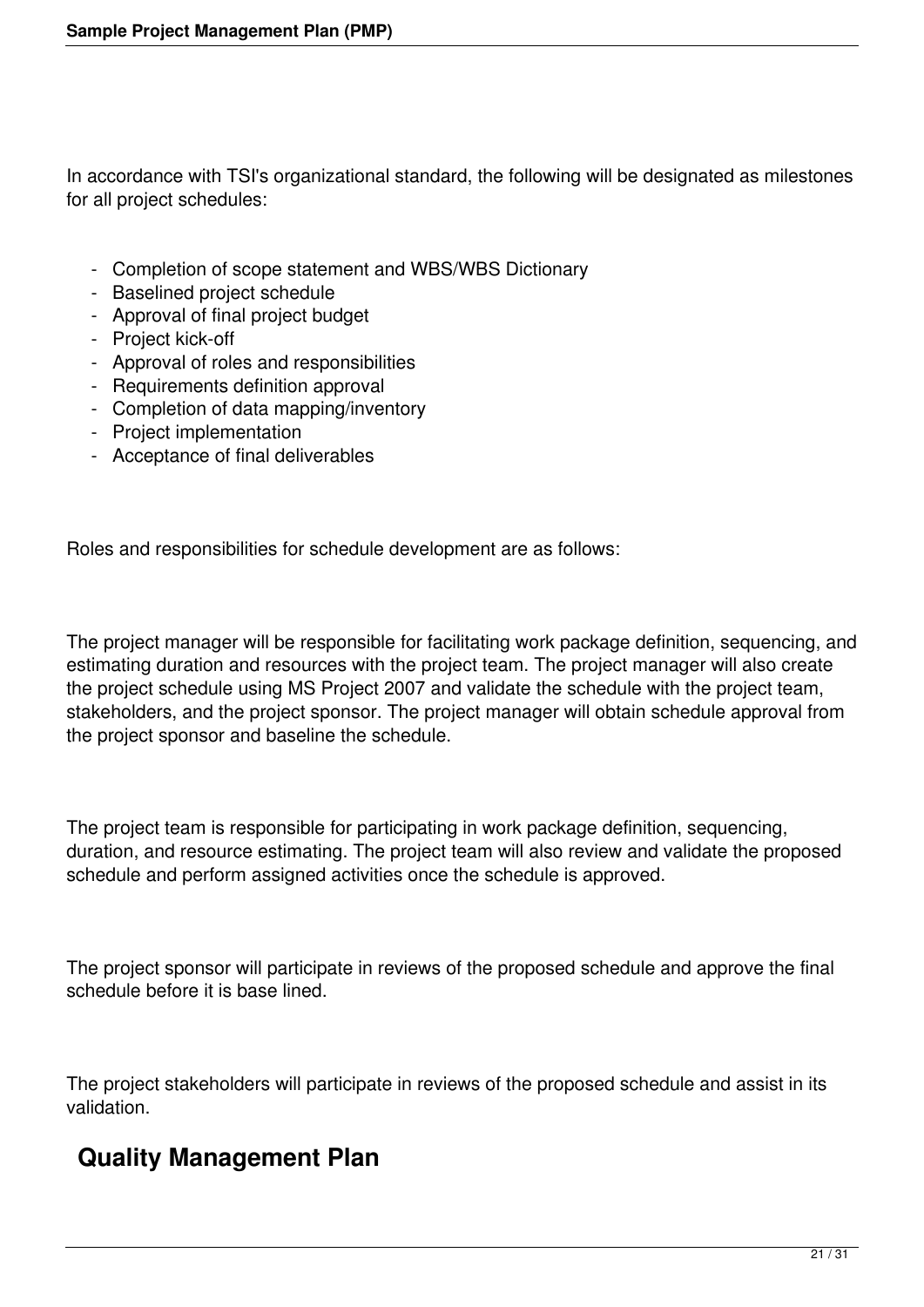In accordance with TSI's organizational standard, the following will be designated as milestones for all project schedules:

- Completion of scope statement and WBS/WBS Dictionary
- Baselined project schedule
- Approval of final project budget
- Project kick-off
- Approval of roles and responsibilities
- Requirements definition approval
- Completion of data mapping/inventory
- Project implementation
- Acceptance of final deliverables

Roles and responsibilities for schedule development are as follows:

The project manager will be responsible for facilitating work package definition, sequencing, and estimating duration and resources with the project team. The project manager will also create the project schedule using MS Project 2007 and validate the schedule with the project team, stakeholders, and the project sponsor. The project manager will obtain schedule approval from the project sponsor and baseline the schedule.

The project team is responsible for participating in work package definition, sequencing, duration, and resource estimating. The project team will also review and validate the proposed schedule and perform assigned activities once the schedule is approved.

The project sponsor will participate in reviews of the proposed schedule and approve the final schedule before it is base lined.

The project stakeholders will participate in reviews of the proposed schedule and assist in its validation.

## Quality Management Plan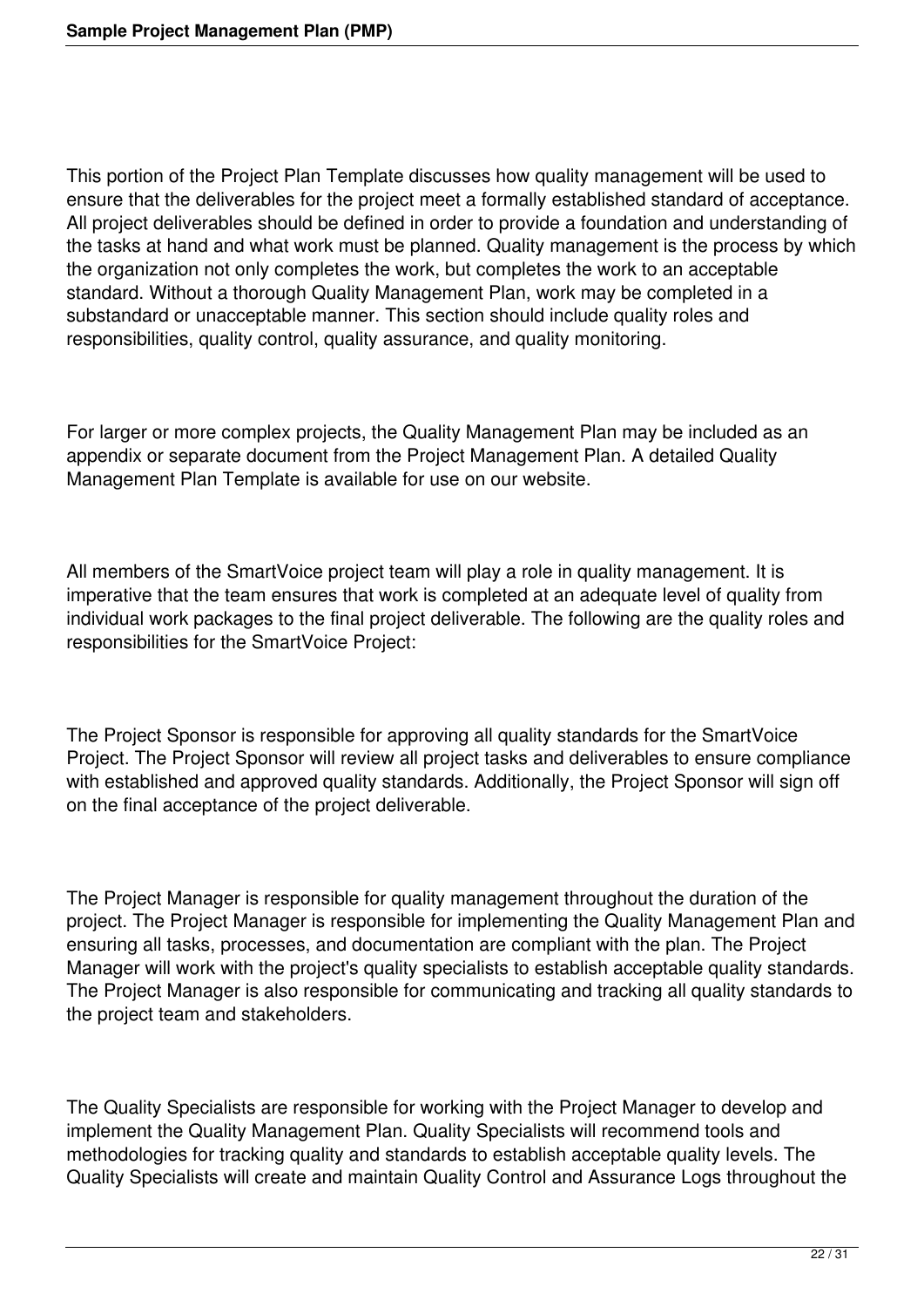This portion of the Project Plan Template discusses how quality management will be used to ensure that the deliverables for the project meet a formally established standard of acceptance. All project deliverables should be defined in order to provide a foundation and understanding of the tasks at hand and what work must be planned. Quality management is the process by which the organization not only completes the work, but completes the work to an acceptable standard. Without a thorough Quality Management Plan, work may be completed in a substandard or unacceptable manner. This section should include quality roles and responsibilities, quality control, quality assurance, and quality monitoring.

For larger or more complex projects, the Quality Management Plan may be included as an appendix or separate document from the Project Management Plan. A detailed Quality Management Plan Template is available for use on our website.

All members of the SmartVoice project team will play a role in quality management. It is imperative that the team ensures that work is completed at an adequate level of quality from individual work packages to the final project deliverable. The following are the quality roles and responsibilities for the SmartVoice Project:

The Project Sponsor is responsible for approving all quality standards for the SmartVoice Project. The Project Sponsor will review all project tasks and deliverables to ensure compliance with established and approved quality standards. Additionally, the Project Sponsor will sign off on the final acceptance of the project deliverable.

The Project Manager is responsible for quality management throughout the duration of the project. The Project Manager is responsible for implementing the Quality Management Plan and ensuring all tasks, processes, and documentation are compliant with the plan. The Project Manager will work with the project's quality specialists to establish acceptable quality standards. The Project Manager is also responsible for communicating and tracking all quality standards to the project team and stakeholders.

The Quality Specialists are responsible for working with the Project Manager to develop and implement the Quality Management Plan. Quality Specialists will recommend tools and methodologies for tracking quality and standards to establish acceptable quality levels. The Quality Specialists will create and maintain Quality Control and Assurance Logs throughout the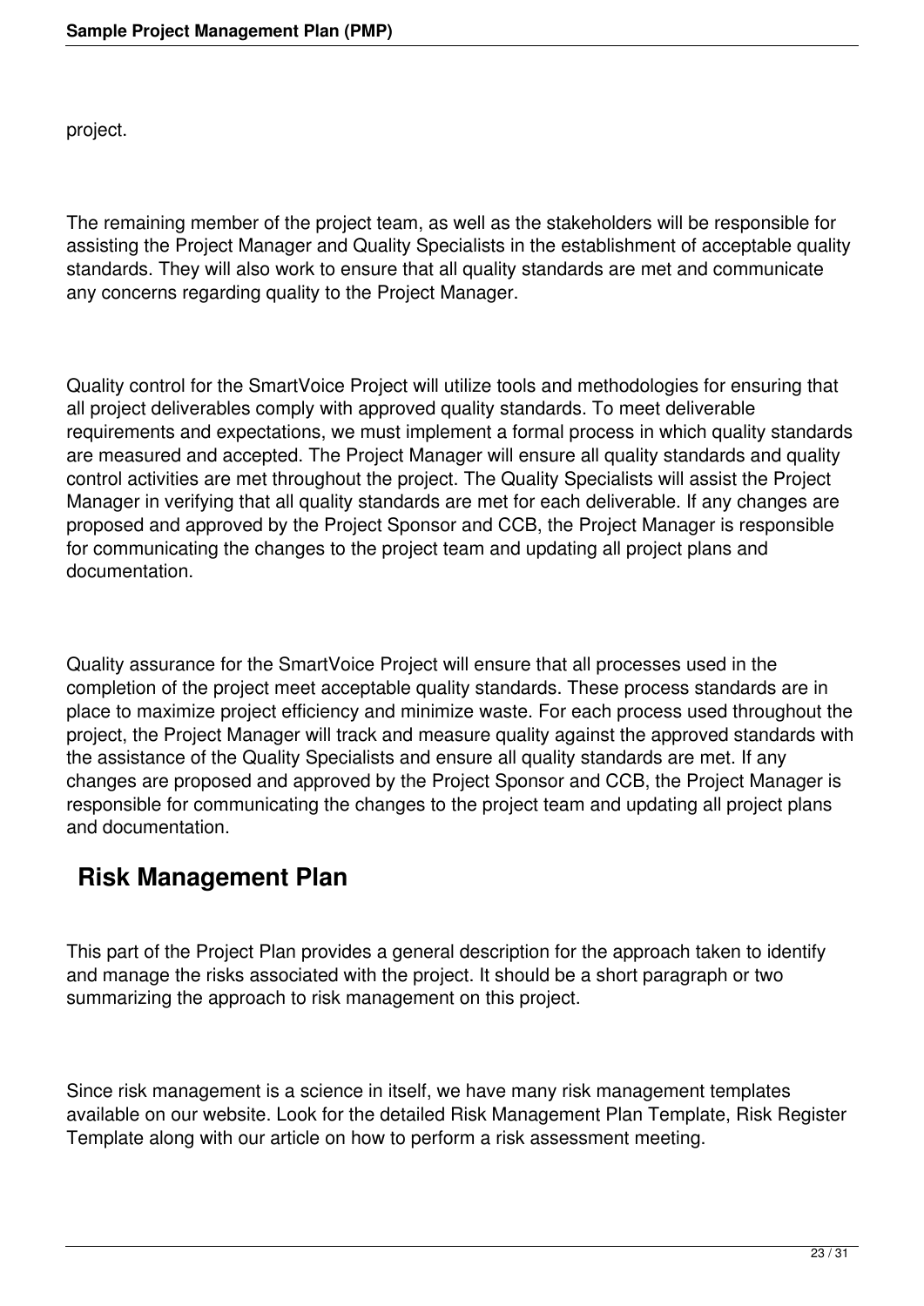project.

The remaining member of the project team, as well as the stakeholders will be responsible for assisting the Project Manager and Quality Specialists in the establishment of acceptable quality standards. They will also work to ensure that all quality standards are met and communicate any concerns regarding quality to the Project Manager.

Quality control for the SmartVoice Project will utilize tools and methodologies for ensuring that all project deliverables comply with approved quality standards. To meet deliverable requirements and expectations, we must implement a formal process in which quality standards are measured and accepted. The Project Manager will ensure all quality standards and quality control activities are met throughout the project. The Quality Specialists will assist the Project Manager in verifying that all quality standards are met for each deliverable. If any changes are proposed and approved by the Project Sponsor and CCB, the Project Manager is responsible for communicating the changes to the project team and updating all project plans and documentation.

Quality assurance for the SmartVoice Project will ensure that all processes used in the completion of the project meet acceptable quality standards. These process standards are in place to maximize project efficiency and minimize waste. For each process used throughout the project, the Project Manager will track and measure quality against the approved standards with the assistance of the Quality Specialists and ensure all quality standards are met. If any changes are proposed and approved by the Project Sponsor and CCB, the Project Manager is responsible for communicating the changes to the project team and updating all project plans and documentation.

## Risk Management Plan

This part of the Project Plan provides a general description for the approach taken to identify and manage the risks associated with the project. It should be a short paragraph or two summarizing the approach to risk management on this project.

Since risk management is a science in itself, we have many risk management templates available on our website. Look for the detailed Risk Management Plan Template, Risk Register Template along with our article on how to perform a risk assessment meeting.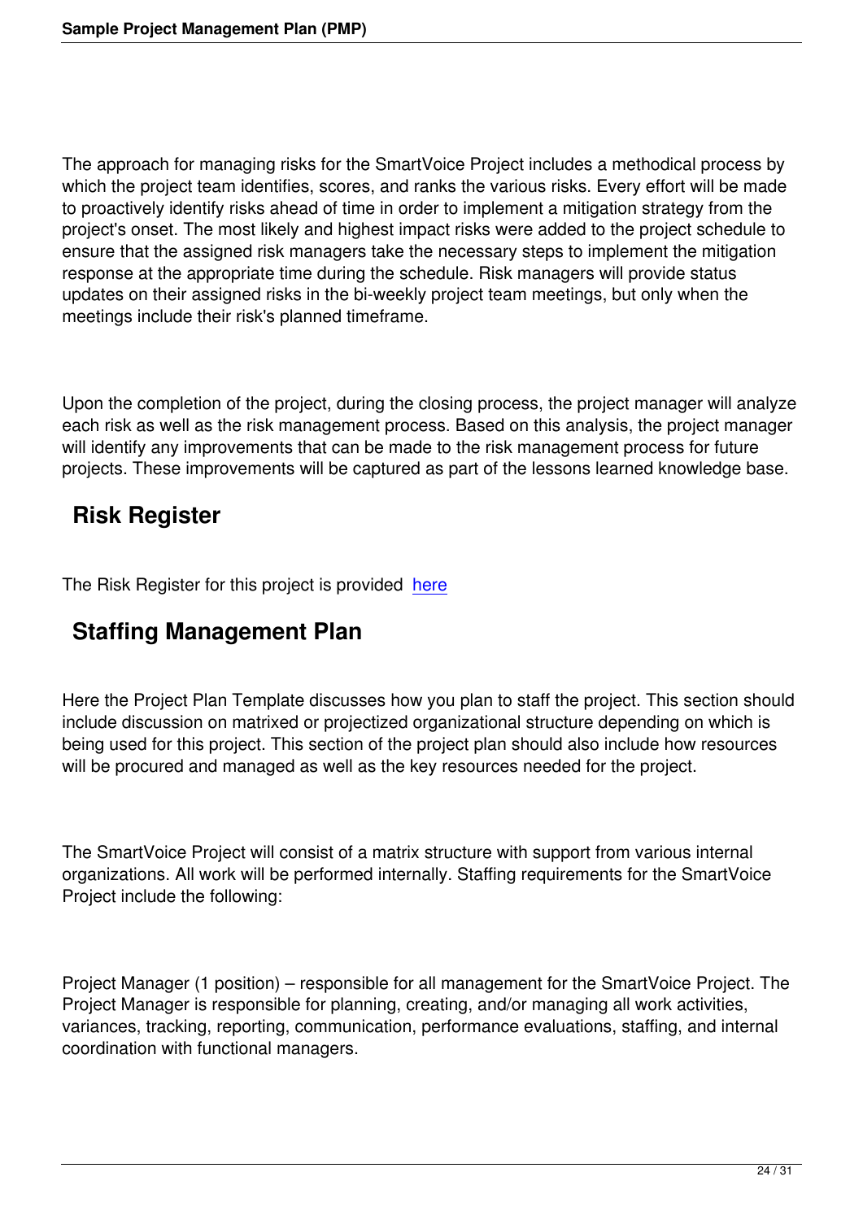The approach for managing risks for the SmartVoice Project includes a methodical process by which the project team identifies, scores, and ranks the various risks. Every effort will be made to proactively identify risks ahead of time in order to implement a mitigation strategy from the project's onset. The most likely and highest impact risks were added to the project schedule to ensure that the assigned risk managers take the necessary steps to implement the mitigation response at the appropriate time during the schedule. Risk managers will provide status updates on their assigned risks in the bi-weekly project team meetings, but only when the meetings include their risk's planned timeframe.

Upon the completion of the project, during the closing process, the project manager will analyze each risk as well as the risk management process. Based on this analysis, the project manager will identify any improvements that can be made to the risk management process for future projects. These improvements will be captured as part of the lessons learned knowledge base.

## Risk Register

The Risk Register for this project is provided here

## Staffing Management Plan

Here the Project Plan Template discusses how you plan to staff the project. This section should include discussion on matrixed or projectized organizational structure depending on which is being used for this project. This section of the project plan should also include how resources will be procured and managed as well as the key resources needed for the project.

The SmartVoice Project will consist of a matrix structure with support from various internal organizations. All work will be performed internally. Staffing requirements for the SmartVoice Project include the following:

Project Manager (1 position) – responsible for all management for the SmartVoice Project. The Project Manager is responsible for planning, creating, and/or managing all work activities, variances, tracking, reporting, communication, performance evaluations, staffing, and internal coordination with functional managers.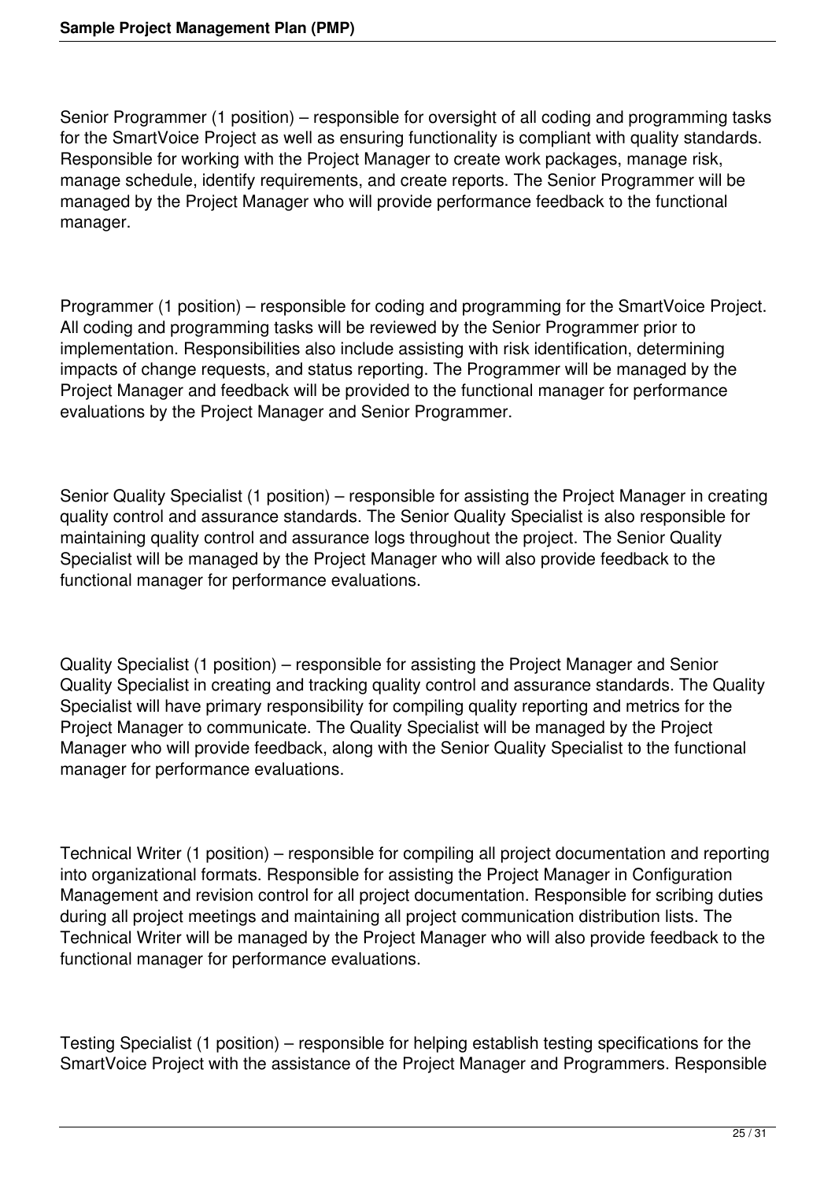Senior Programmer (1 position) – responsible for oversight of all coding and programming tasks for the SmartVoice Project as well as ensuring functionality is compliant with quality standards. Responsible for working with the Project Manager to create work packages, manage risk, manage schedule, identify requirements, and create reports. The Senior Programmer will be managed by the Project Manager who will provide performance feedback to the functional manager.

Programmer (1 position) – responsible for coding and programming for the SmartVoice Project. All coding and programming tasks will be reviewed by the Senior Programmer prior to implementation. Responsibilities also include assisting with risk identification, determining impacts of change requests, and status reporting. The Programmer will be managed by the Project Manager and feedback will be provided to the functional manager for performance evaluations by the Project Manager and Senior Programmer.

Senior Quality Specialist (1 position) – responsible for assisting the Project Manager in creating quality control and assurance standards. The Senior Quality Specialist is also responsible for maintaining quality control and assurance logs throughout the project. The Senior Quality Specialist will be managed by the Project Manager who will also provide feedback to the functional manager for performance evaluations.

Quality Specialist (1 position) – responsible for assisting the Project Manager and Senior Quality Specialist in creating and tracking quality control and assurance standards. The Quality Specialist will have primary responsibility for compiling quality reporting and metrics for the Project Manager to communicate. The Quality Specialist will be managed by the Project Manager who will provide feedback, along with the Senior Quality Specialist to the functional manager for performance evaluations.

Technical Writer (1 position) – responsible for compiling all project documentation and reporting into organizational formats. Responsible for assisting the Project Manager in Configuration Management and revision control for all project documentation. Responsible for scribing duties during all project meetings and maintaining all project communication distribution lists. The Technical Writer will be managed by the Project Manager who will also provide feedback to the functional manager for performance evaluations.

Testing Specialist (1 position) – responsible for helping establish testing specifications for the SmartVoice Project with the assistance of the Project Manager and Programmers. Responsible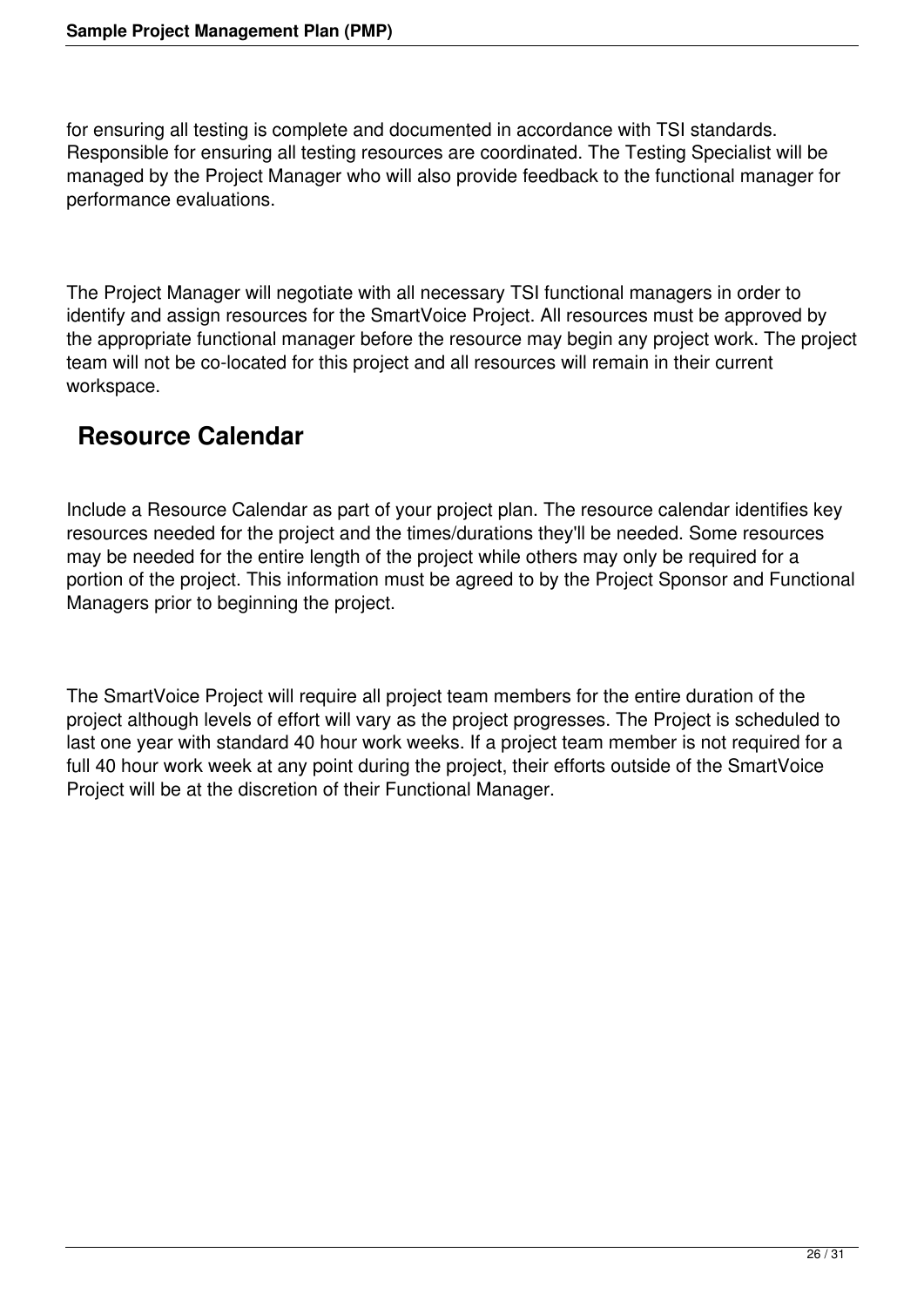for ensuring all testing is complete and documented in accordance with TSI standards. Responsible for ensuring all testing resources are coordinated. The Testing Specialist will be managed by the Project Manager who will also provide feedback to the functional manager for performance evaluations.

The Project Manager will negotiate with all necessary TSI functional managers in order to identify and assign resources for the SmartVoice Project. All resources must be approved by the appropriate functional manager before the resource may begin any project work. The project team will not be co-located for this project and all resources will remain in their current workspace.

## Resource Calendar

Include a Resource Calendar as part of your project plan. The resource calendar identifies key resources needed for the project and the times/durations they'll be needed. Some resources may be needed for the entire length of the project while others may only be required for a portion of the project. This information must be agreed to by the Project Sponsor and Functional Managers prior to beginning the project.

The SmartVoice Project will require all project team members for the entire duration of the project although levels of effort will vary as the project progresses. The Project is scheduled to last one year with standard 40 hour work weeks. If a project team member is not required for a full 40 hour work week at any point during the project, their efforts outside of the SmartVoice Project will be at the discretion of their Functional Manager.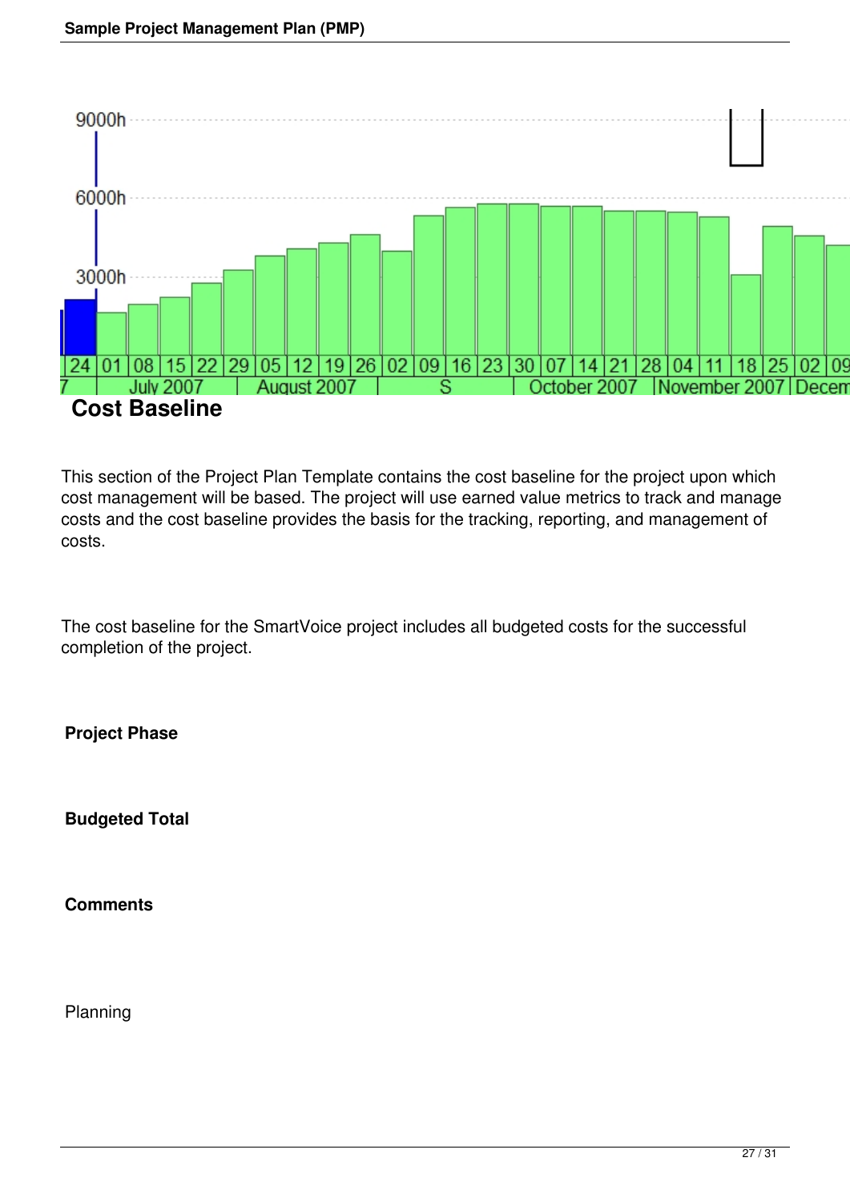## Cost Baseline

This section of the Project Plan Template contains the cost baseline for the project upon which cost management will be based. The project will use earned value metrics to track and manage costs and the cost baseline provides the basis for the tracking, reporting, and management of costs.

The cost baseline for the SmartVoice project includes all budgeted costs for the successful completion of the project.

**Project Phase**

**Budgeted Total**

**Comments**

Planning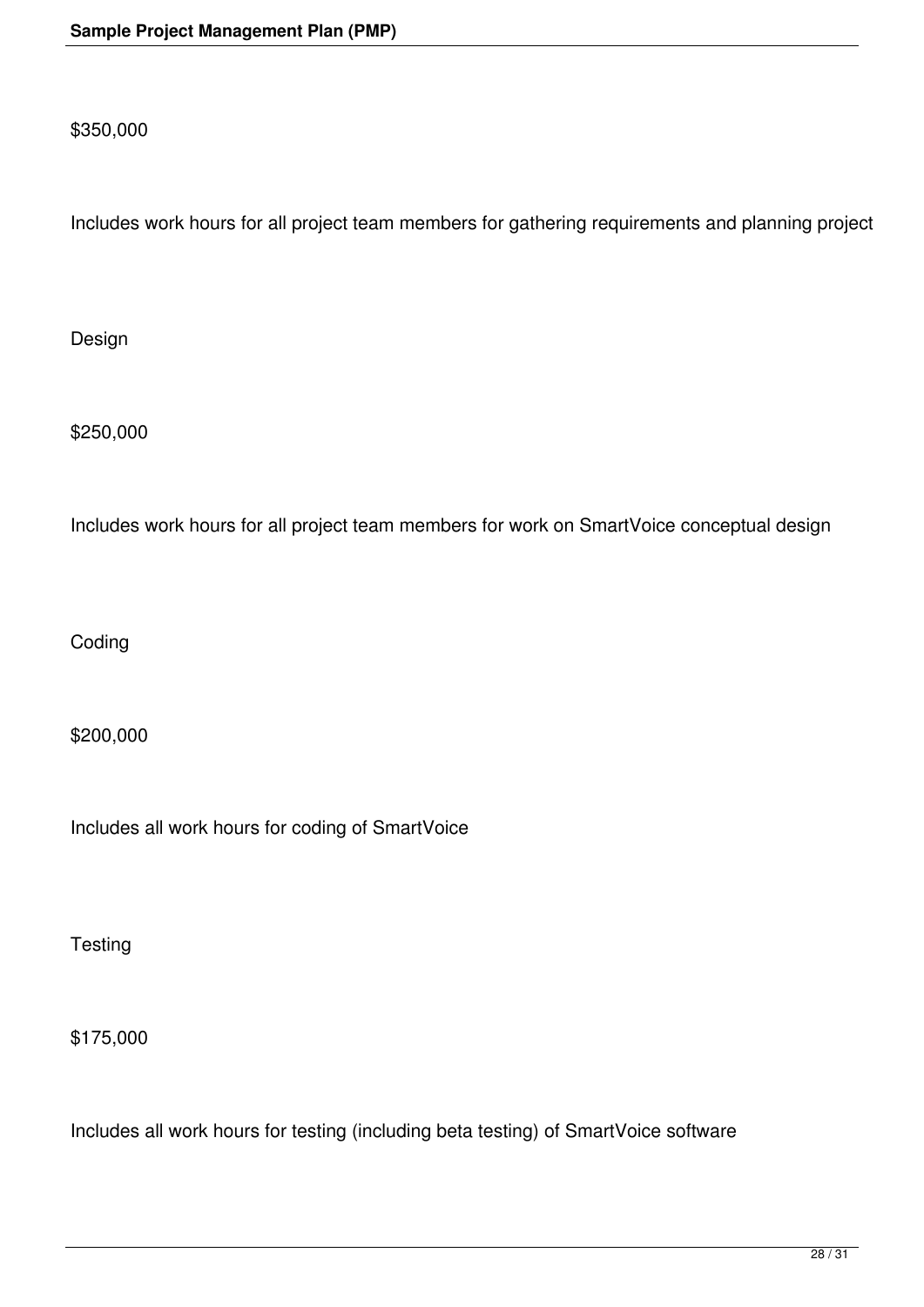$350,000

Includes work hours for all project team members for gathering requirements and planning project

Design

$250,000

Includes work hours for all project team members for work on SmartVoice conceptual design

Coding

$200,000

Includes all work hours for coding of SmartVoice

Testing

$175,000

Includes all work hours for testing (including beta testing) of SmartVoice software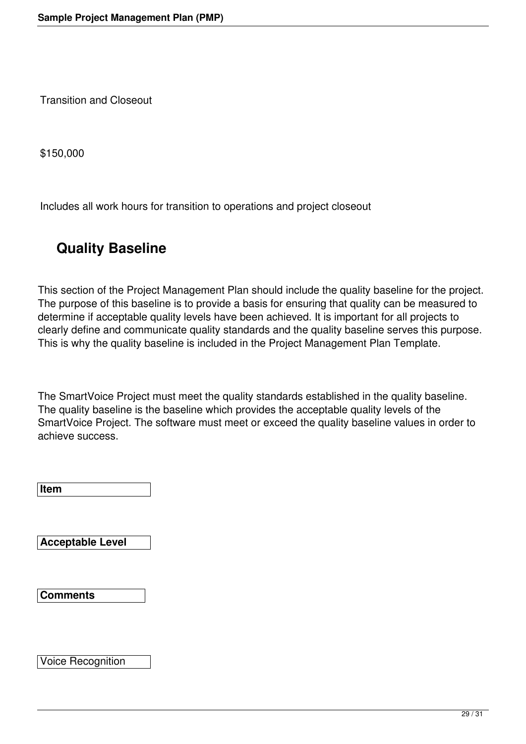Transition and Closeout

$150,000

Includes all work hours for transition to operations and project closeout

## Quality Baseline

This section of the Project Management Plan should include the quality baseline for the project. The purpose of this baseline is to provide a basis for ensuring that quality can be measured to determine if acceptable quality levels have been achieved. It is important for all projects to clearly define and communicate quality standards and the quality baseline serves this purpose. This is why the quality baseline is included in the Project Management Plan Template.

The SmartVoice Project must meet the quality standards established in the quality baseline. The quality baseline is the baseline which provides the acceptable quality levels of the SmartVoice Project. The software must meet or exceed the quality baseline values in order to achieve success.

| Item | Acceptable Level | Comments |
| --- | --- | --- |
| Voice Recognition | | |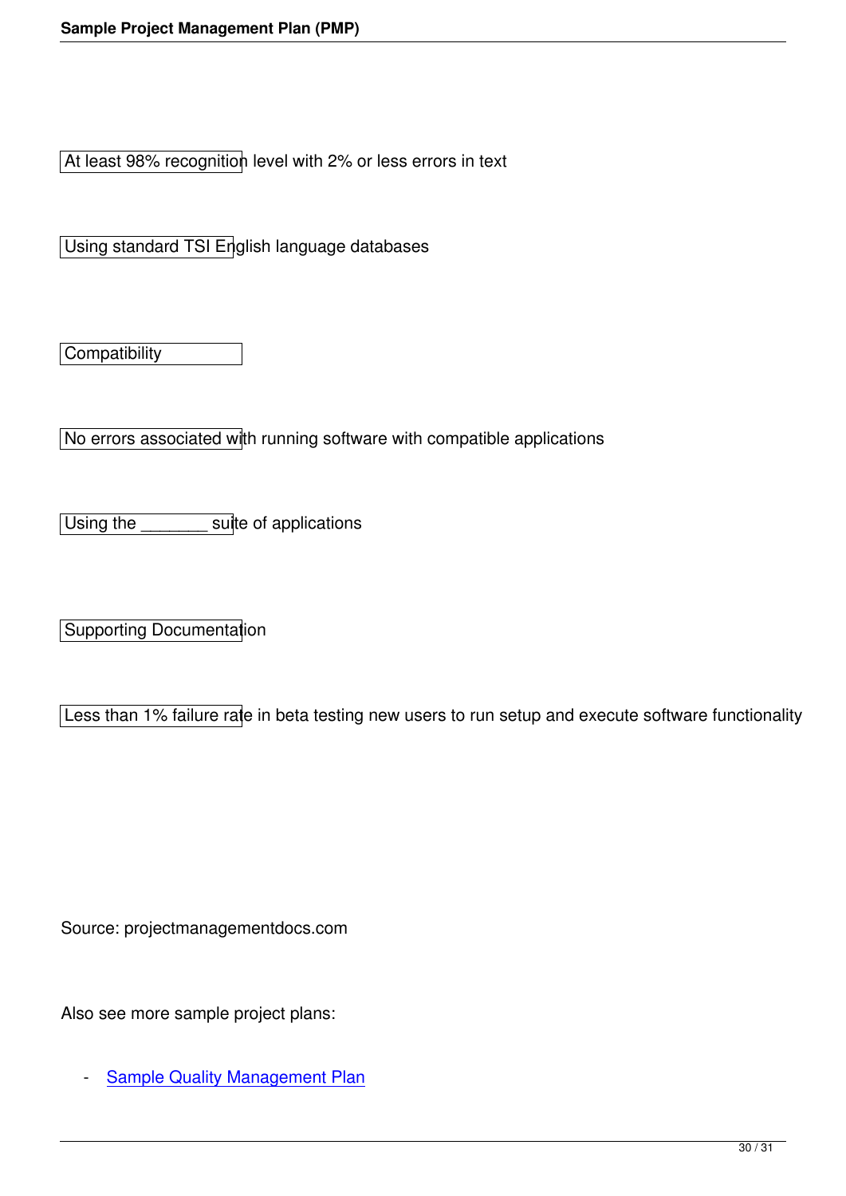At least 98% recognition level with 2% or less errors in text

Using standard TSI English language databases

Compatibility

No errors associated with running software with compatible applications

Using the _______ suite of applications

Supporting Documentation

Less than 1% failure rate in beta testing new users to run setup and execute software functionality

Source: projectmanagementdocs.com

Also see more sample project plans:

- Sample Quality Management Plan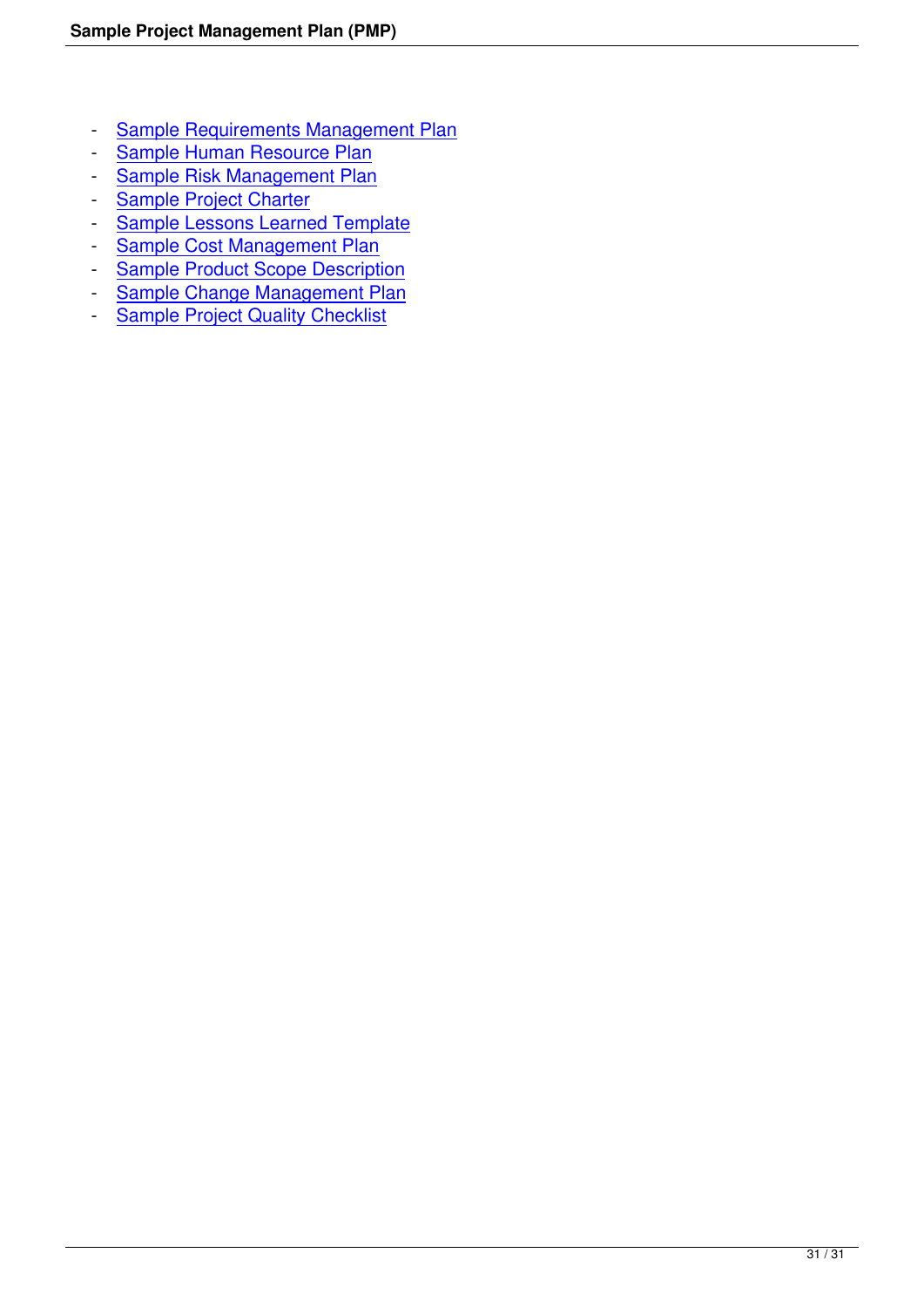- Sample Requirements Management Plan
- Sample Human Resource Plan
- Sample Risk Management Plan
- Sample Project Charter
- Sample Lessons Learned Template
- Sample Cost Management Plan
- Sample Product Scope Description
- Sample Change Management Plan
- Sample Project Quality Checklist